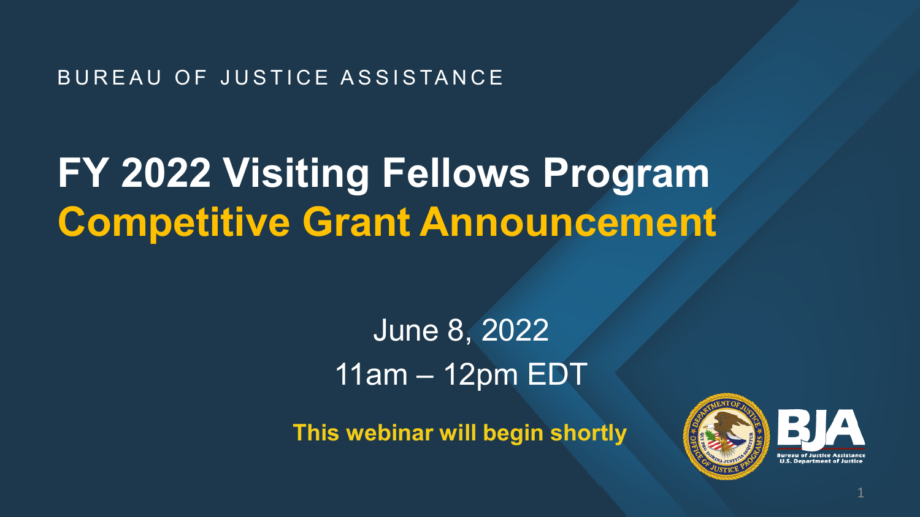BUREAU OF JUSTICE ASSISTANCE

# FY 2022 Visiting Fellows Program
# Competitive Grant Announcement

June 8, 2022

11am – 12pm EDT

**This webinar will begin shortly**

Bureau of Justice Assistance
U.S. Department of Justice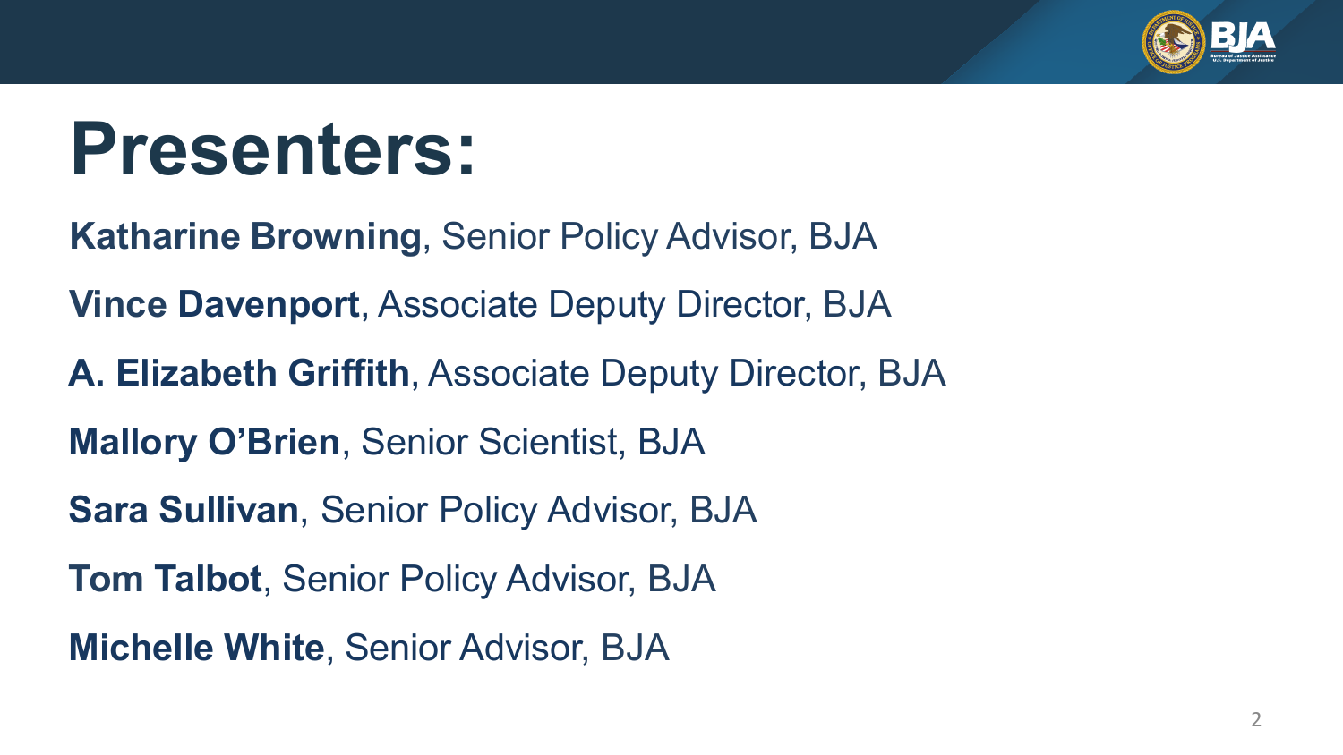# Presenters:

**Katharine Browning**, Senior Policy Advisor, BJA

**Vince Davenport**, Associate Deputy Director, BJA

**A. Elizabeth Griffith**, Associate Deputy Director, BJA

**Mallory O'Brien**, Senior Scientist, BJA

**Sara Sullivan**, Senior Policy Advisor, BJA

**Tom Talbot**, Senior Policy Advisor, BJA

**Michelle White**, Senior Advisor, BJA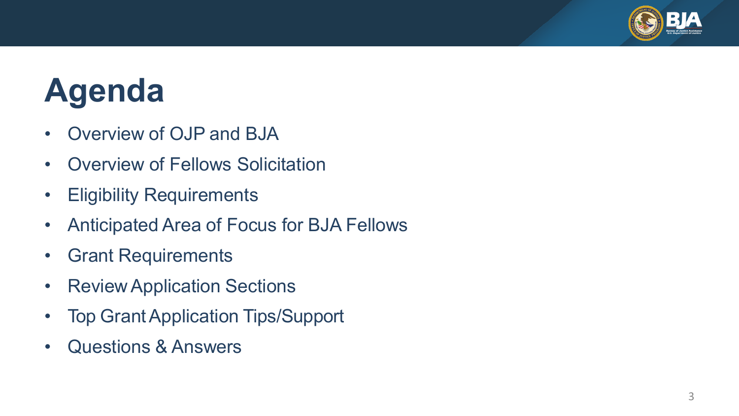# Agenda

- Overview of OJP and BJA
- Overview of Fellows Solicitation
- Eligibility Requirements
- Anticipated Area of Focus for BJA Fellows
- Grant Requirements
- Review Application Sections
- Top Grant Application Tips/Support
- Questions & Answers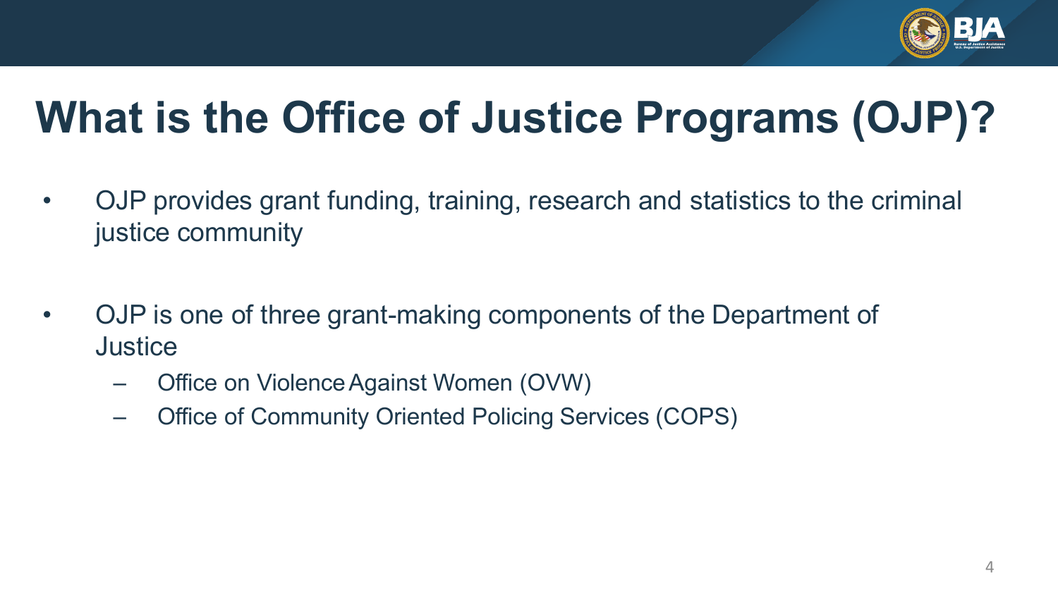# What is the Office of Justice Programs (OJP)?

- OJP provides grant funding, training, research and statistics to the criminal justice community

- OJP is one of three grant-making components of the Department of Justice
  - Office on Violence Against Women (OVW)
  - Office of Community Oriented Policing Services (COPS)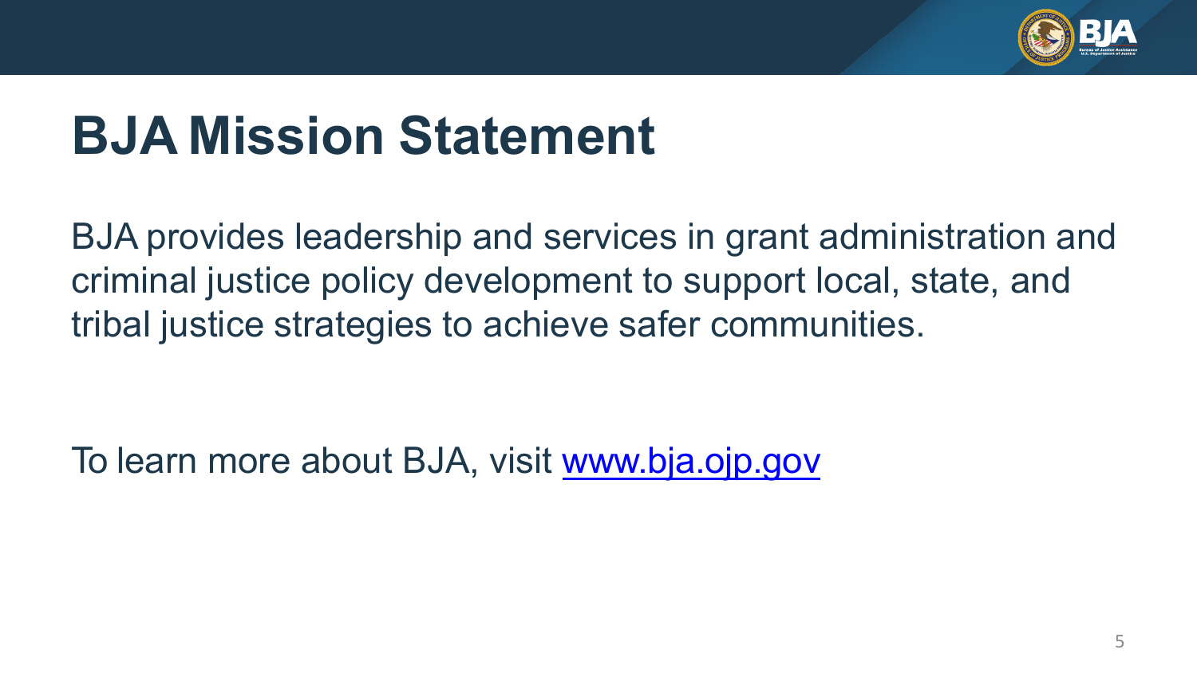# BJA Mission Statement

BJA provides leadership and services in grant administration and criminal justice policy development to support local, state, and tribal justice strategies to achieve safer communities.

To learn more about BJA, visit [www.bja.ojp.gov](www.bja.ojp.gov)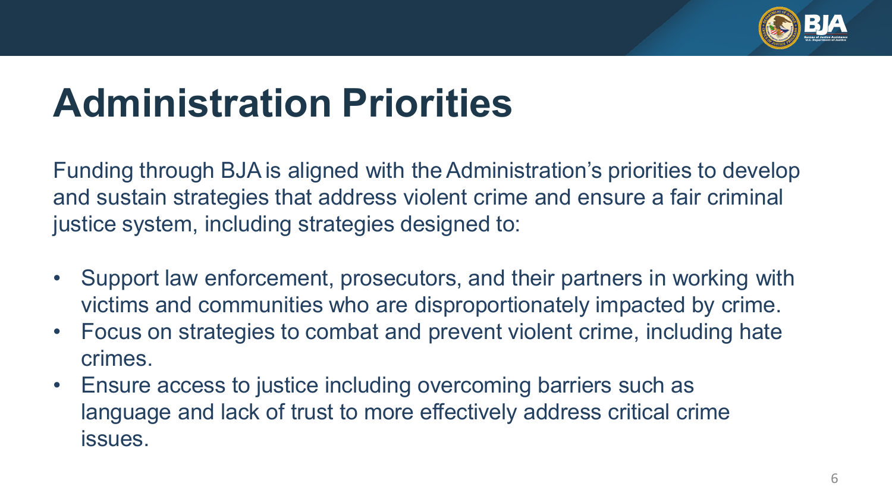# Administration Priorities

Funding through BJA is aligned with the Administration's priorities to develop and sustain strategies that address violent crime and ensure a fair criminal justice system, including strategies designed to:

- Support law enforcement, prosecutors, and their partners in working with victims and communities who are disproportionately impacted by crime.
- Focus on strategies to combat and prevent violent crime, including hate crimes.
- Ensure access to justice including overcoming barriers such as language and lack of trust to more effectively address critical crime issues.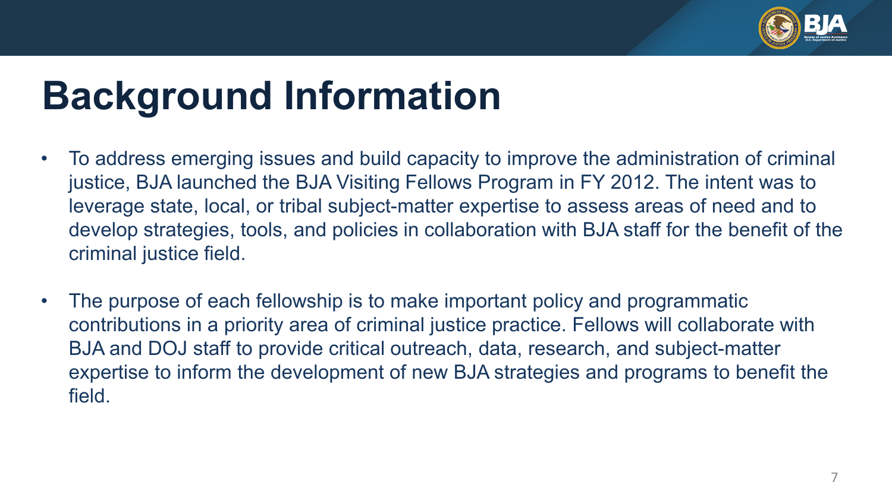# Background Information

- To address emerging issues and build capacity to improve the administration of criminal justice, BJA launched the BJA Visiting Fellows Program in FY 2012. The intent was to leverage state, local, or tribal subject-matter expertise to assess areas of need and to develop strategies, tools, and policies in collaboration with BJA staff for the benefit of the criminal justice field.
- The purpose of each fellowship is to make important policy and programmatic contributions in a priority area of criminal justice practice. Fellows will collaborate with BJA and DOJ staff to provide critical outreach, data, research, and subject-matter expertise to inform the development of new BJA strategies and programs to benefit the field.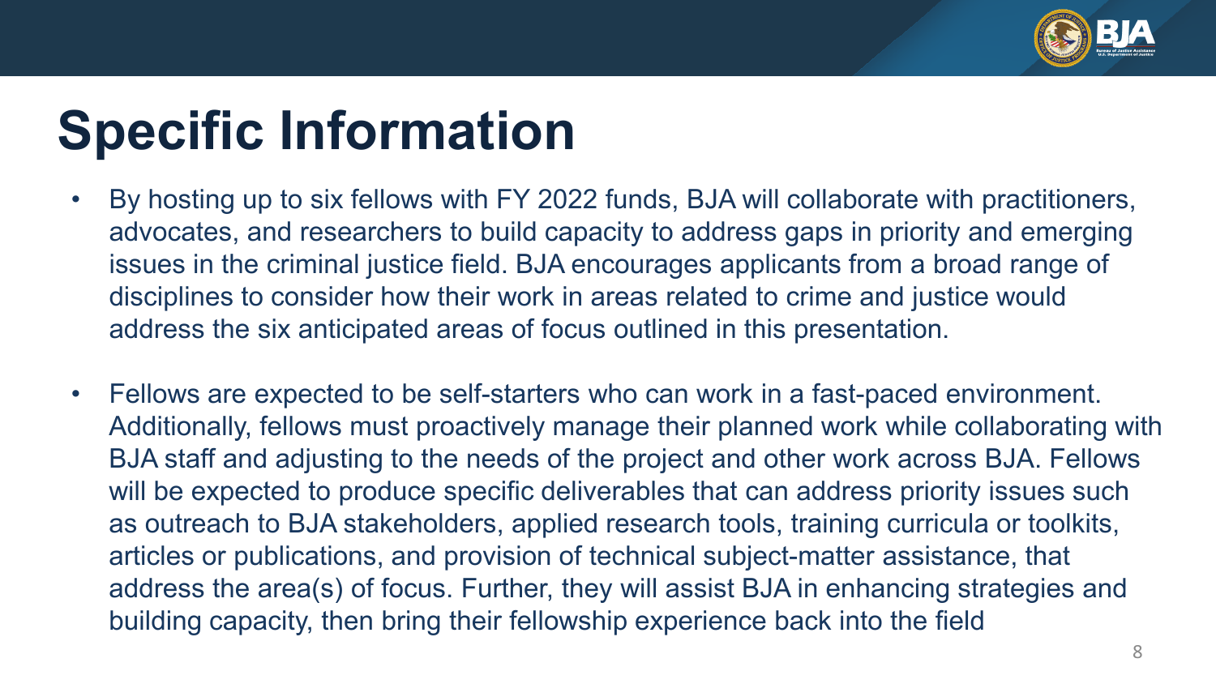# Specific Information

- By hosting up to six fellows with FY 2022 funds, BJA will collaborate with practitioners, advocates, and researchers to build capacity to address gaps in priority and emerging issues in the criminal justice field. BJA encourages applicants from a broad range of disciplines to consider how their work in areas related to crime and justice would address the six anticipated areas of focus outlined in this presentation.

- Fellows are expected to be self-starters who can work in a fast-paced environment. Additionally, fellows must proactively manage their planned work while collaborating with BJA staff and adjusting to the needs of the project and other work across BJA. Fellows will be expected to produce specific deliverables that can address priority issues such as outreach to BJA stakeholders, applied research tools, training curricula or toolkits, articles or publications, and provision of technical subject-matter assistance, that address the area(s) of focus. Further, they will assist BJA in enhancing strategies and building capacity, then bring their fellowship experience back into the field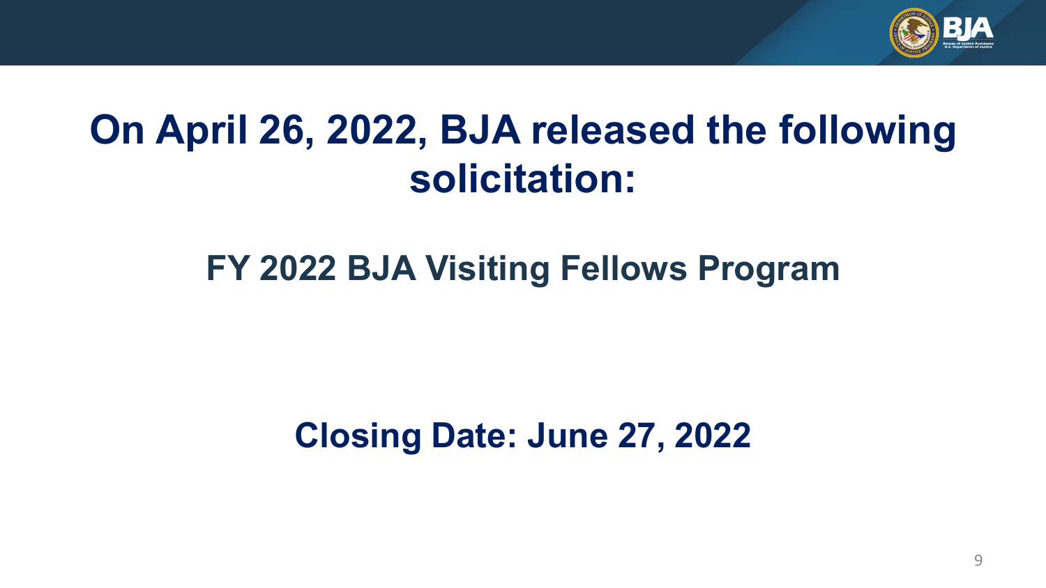# On April 26, 2022, BJA released the following solicitation:

## FY 2022 BJA Visiting Fellows Program

**Closing Date: June 27, 2022**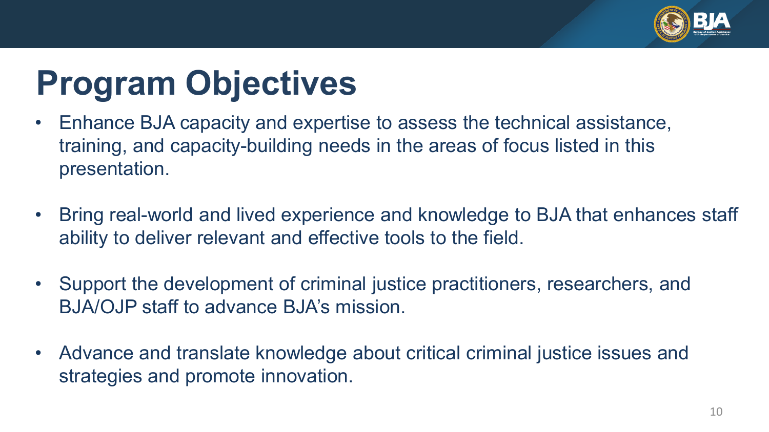# Program Objectives

- Enhance BJA capacity and expertise to assess the technical assistance, training, and capacity-building needs in the areas of focus listed in this presentation.
- Bring real-world and lived experience and knowledge to BJA that enhances staff ability to deliver relevant and effective tools to the field.
- Support the development of criminal justice practitioners, researchers, and BJA/OJP staff to advance BJA's mission.
- Advance and translate knowledge about critical criminal justice issues and strategies and promote innovation.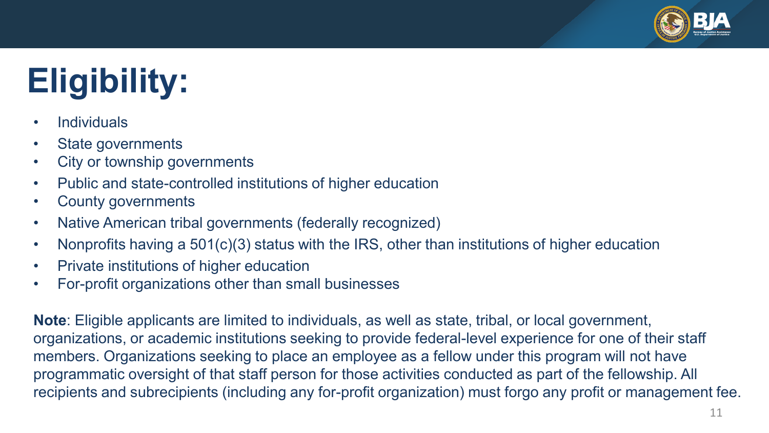# Eligibility:

- Individuals
- State governments
- City or township governments
- Public and state-controlled institutions of higher education
- County governments
- Native American tribal governments (federally recognized)
- Nonprofits having a 501(c)(3) status with the IRS, other than institutions of higher education
- Private institutions of higher education
- For-profit organizations other than small businesses

**Note**: Eligible applicants are limited to individuals, as well as state, tribal, or local government, organizations, or academic institutions seeking to provide federal-level experience for one of their staff members. Organizations seeking to place an employee as a fellow under this program will not have programmatic oversight of that staff person for those activities conducted as part of the fellowship. All recipients and subrecipients (including any for-profit organization) must forgo any profit or management fee.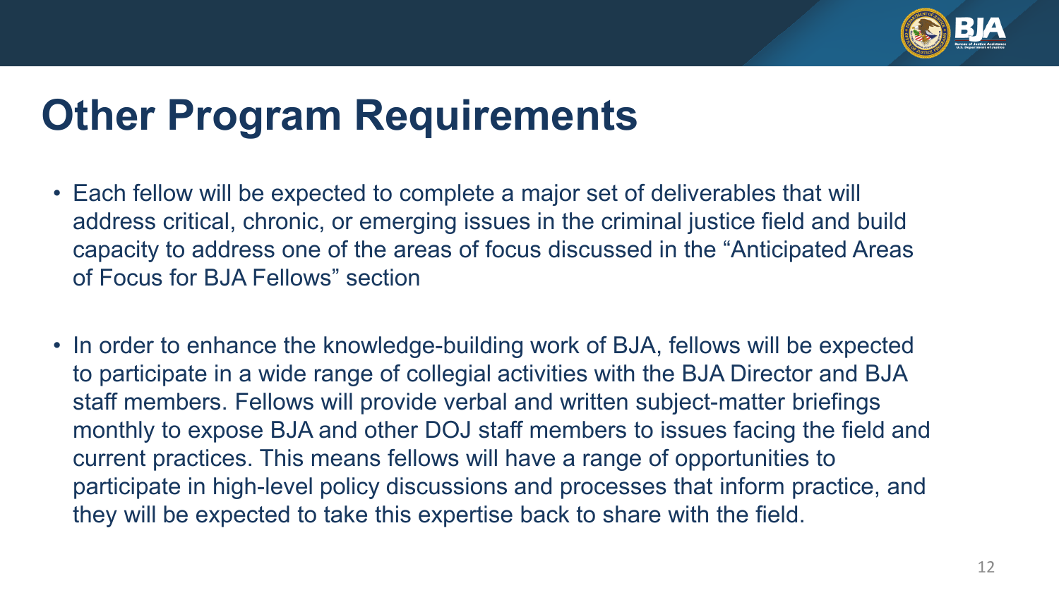# Other Program Requirements

- Each fellow will be expected to complete a major set of deliverables that will address critical, chronic, or emerging issues in the criminal justice field and build capacity to address one of the areas of focus discussed in the "Anticipated Areas of Focus for BJA Fellows" section
- In order to enhance the knowledge-building work of BJA, fellows will be expected to participate in a wide range of collegial activities with the BJA Director and BJA staff members. Fellows will provide verbal and written subject-matter briefings monthly to expose BJA and other DOJ staff members to issues facing the field and current practices. This means fellows will have a range of opportunities to participate in high-level policy discussions and processes that inform practice, and they will be expected to take this expertise back to share with the field.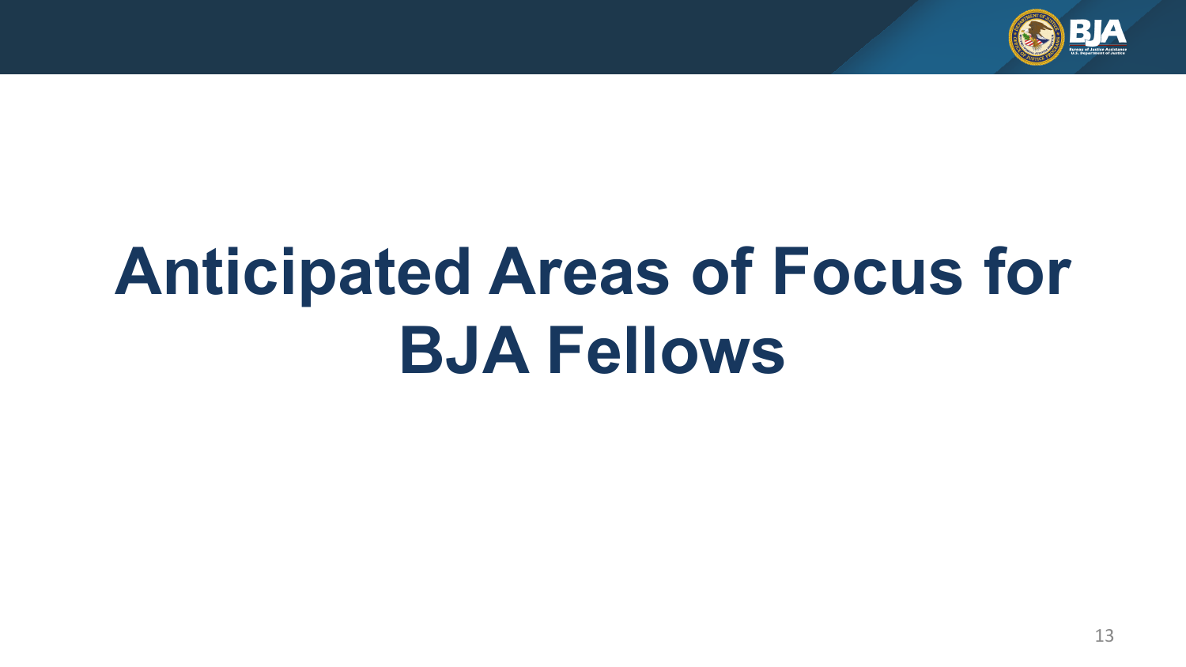# Anticipated Areas of Focus for BJA Fellows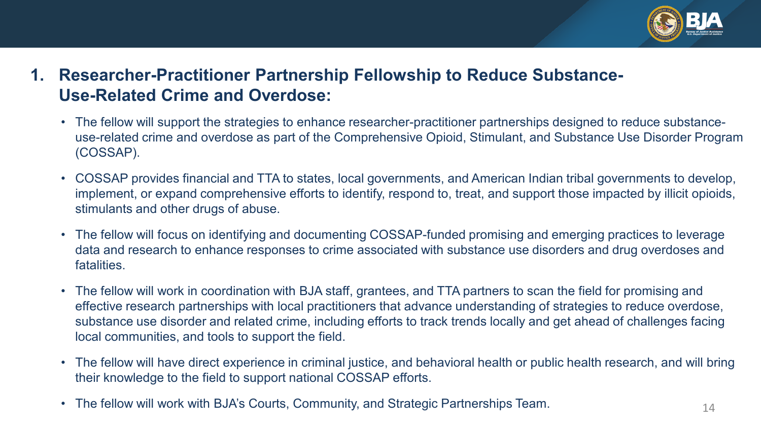## 1. Researcher-Practitioner Partnership Fellowship to Reduce Substance-Use-Related Crime and Overdose:

- The fellow will support the strategies to enhance researcher-practitioner partnerships designed to reduce substance-use-related crime and overdose as part of the Comprehensive Opioid, Stimulant, and Substance Use Disorder Program (COSSAP).
- COSSAP provides financial and TTA to states, local governments, and American Indian tribal governments to develop, implement, or expand comprehensive efforts to identify, respond to, treat, and support those impacted by illicit opioids, stimulants and other drugs of abuse.
- The fellow will focus on identifying and documenting COSSAP-funded promising and emerging practices to leverage data and research to enhance responses to crime associated with substance use disorders and drug overdoses and fatalities.
- The fellow will work in coordination with BJA staff, grantees, and TTA partners to scan the field for promising and effective research partnerships with local practitioners that advance understanding of strategies to reduce overdose, substance use disorder and related crime, including efforts to track trends locally and get ahead of challenges facing local communities, and tools to support the field.
- The fellow will have direct experience in criminal justice, and behavioral health or public health research, and will bring their knowledge to the field to support national COSSAP efforts.
- The fellow will work with BJA's Courts, Community, and Strategic Partnerships Team.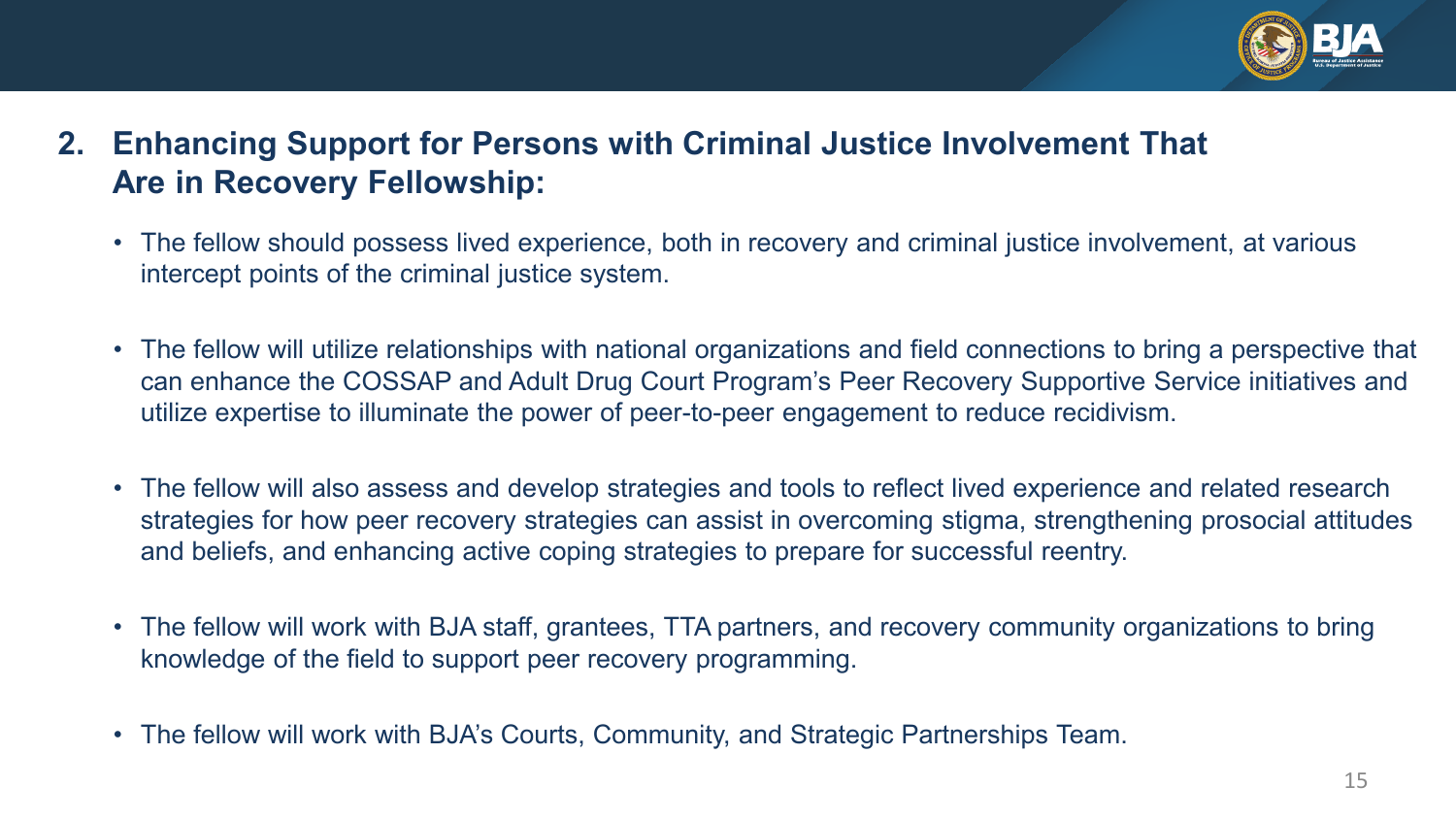## 2. Enhancing Support for Persons with Criminal Justice Involvement That Are in Recovery Fellowship:

- The fellow should possess lived experience, both in recovery and criminal justice involvement, at various intercept points of the criminal justice system.
- The fellow will utilize relationships with national organizations and field connections to bring a perspective that can enhance the COSSAP and Adult Drug Court Program's Peer Recovery Supportive Service initiatives and utilize expertise to illuminate the power of peer-to-peer engagement to reduce recidivism.
- The fellow will also assess and develop strategies and tools to reflect lived experience and related research strategies for how peer recovery strategies can assist in overcoming stigma, strengthening prosocial attitudes and beliefs, and enhancing active coping strategies to prepare for successful reentry.
- The fellow will work with BJA staff, grantees, TTA partners, and recovery community organizations to bring knowledge of the field to support peer recovery programming.
- The fellow will work with BJA's Courts, Community, and Strategic Partnerships Team.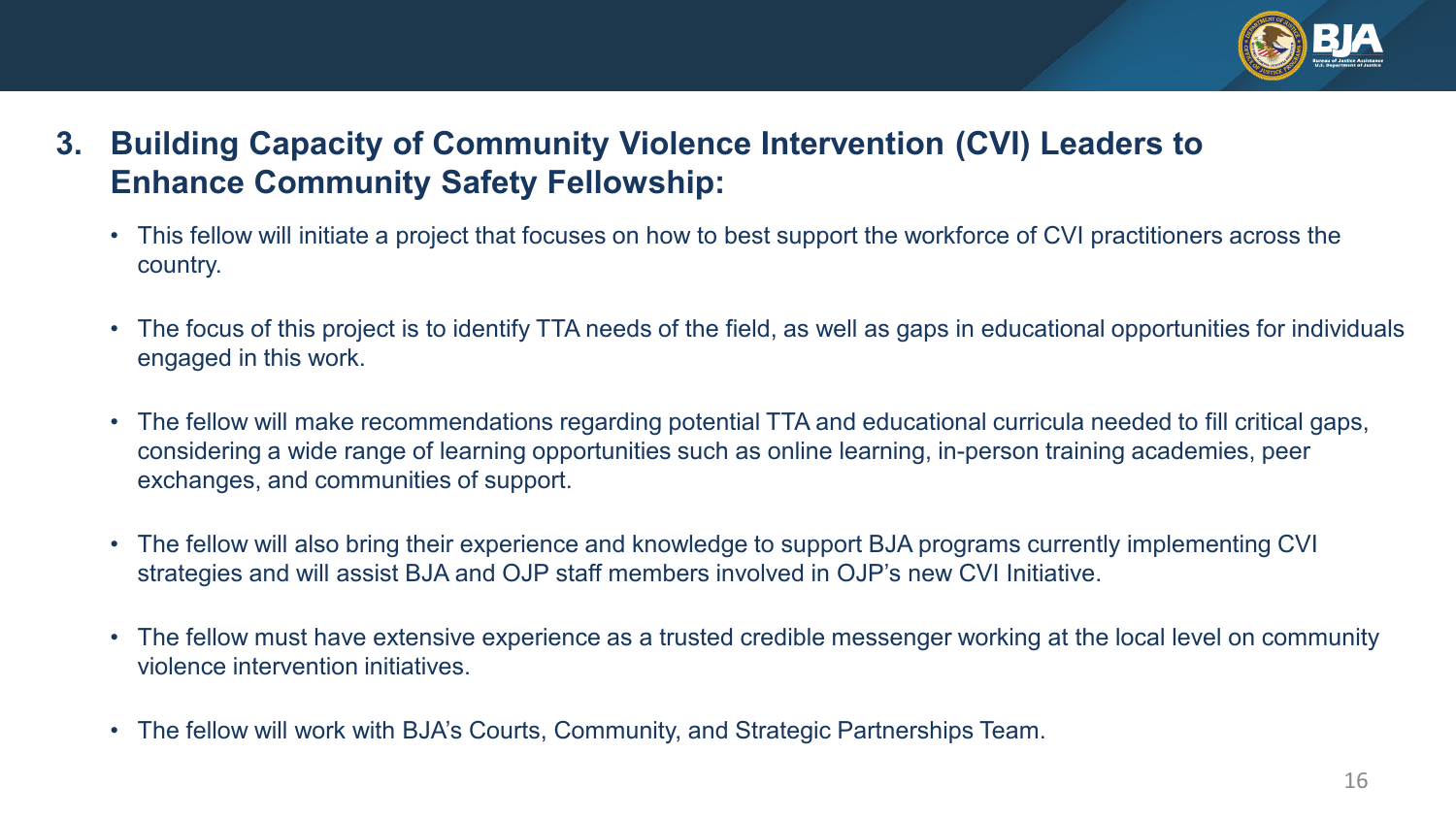## 3. Building Capacity of Community Violence Intervention (CVI) Leaders to Enhance Community Safety Fellowship:

- This fellow will initiate a project that focuses on how to best support the workforce of CVI practitioners across the country.
- The focus of this project is to identify TTA needs of the field, as well as gaps in educational opportunities for individuals engaged in this work.
- The fellow will make recommendations regarding potential TTA and educational curricula needed to fill critical gaps, considering a wide range of learning opportunities such as online learning, in-person training academies, peer exchanges, and communities of support.
- The fellow will also bring their experience and knowledge to support BJA programs currently implementing CVI strategies and will assist BJA and OJP staff members involved in OJP's new CVI Initiative.
- The fellow must have extensive experience as a trusted credible messenger working at the local level on community violence intervention initiatives.
- The fellow will work with BJA's Courts, Community, and Strategic Partnerships Team.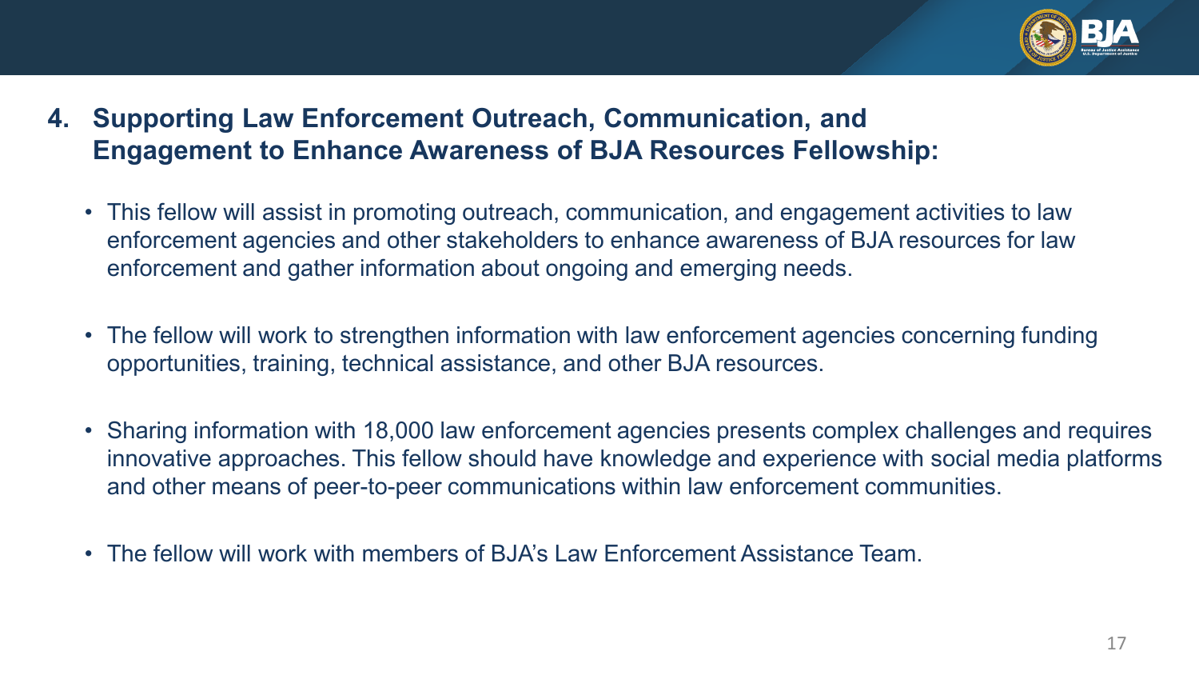## 4. Supporting Law Enforcement Outreach, Communication, and Engagement to Enhance Awareness of BJA Resources Fellowship:

- This fellow will assist in promoting outreach, communication, and engagement activities to law enforcement agencies and other stakeholders to enhance awareness of BJA resources for law enforcement and gather information about ongoing and emerging needs.
- The fellow will work to strengthen information with law enforcement agencies concerning funding opportunities, training, technical assistance, and other BJA resources.
- Sharing information with 18,000 law enforcement agencies presents complex challenges and requires innovative approaches. This fellow should have knowledge and experience with social media platforms and other means of peer-to-peer communications within law enforcement communities.
- The fellow will work with members of BJA's Law Enforcement Assistance Team.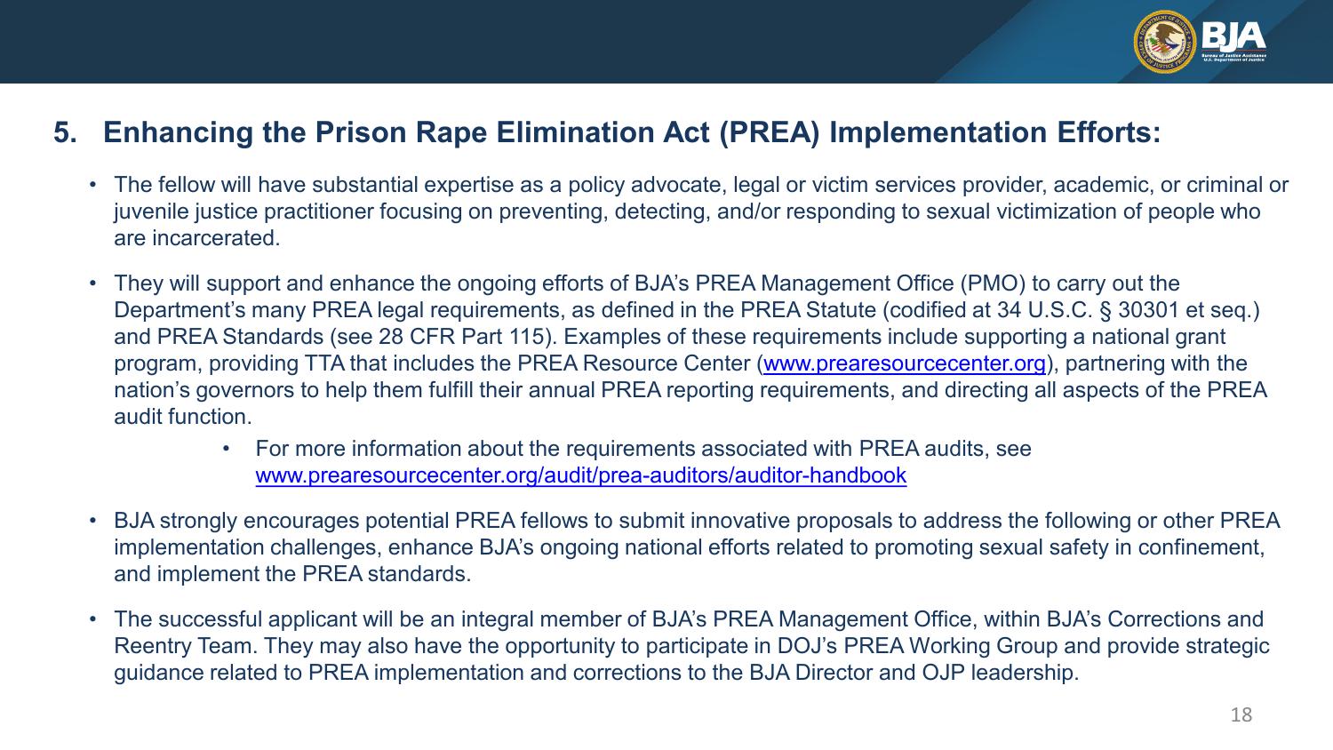## 5. Enhancing the Prison Rape Elimination Act (PREA) Implementation Efforts:

- The fellow will have substantial expertise as a policy advocate, legal or victim services provider, academic, or criminal or juvenile justice practitioner focusing on preventing, detecting, and/or responding to sexual victimization of people who are incarcerated.
- They will support and enhance the ongoing efforts of BJA's PREA Management Office (PMO) to carry out the Department's many PREA legal requirements, as defined in the PREA Statute (codified at 34 U.S.C. § 30301 et seq.) and PREA Standards (see 28 CFR Part 115). Examples of these requirements include supporting a national grant program, providing TTA that includes the PREA Resource Center (www.prearesourcecenter.org), partnering with the nation's governors to help them fulfill their annual PREA reporting requirements, and directing all aspects of the PREA audit function.
  - For more information about the requirements associated with PREA audits, see www.prearesourcecenter.org/audit/prea-auditors/auditor-handbook
- BJA strongly encourages potential PREA fellows to submit innovative proposals to address the following or other PREA implementation challenges, enhance BJA's ongoing national efforts related to promoting sexual safety in confinement, and implement the PREA standards.
- The successful applicant will be an integral member of BJA's PREA Management Office, within BJA's Corrections and Reentry Team. They may also have the opportunity to participate in DOJ's PREA Working Group and provide strategic guidance related to PREA implementation and corrections to the BJA Director and OJP leadership.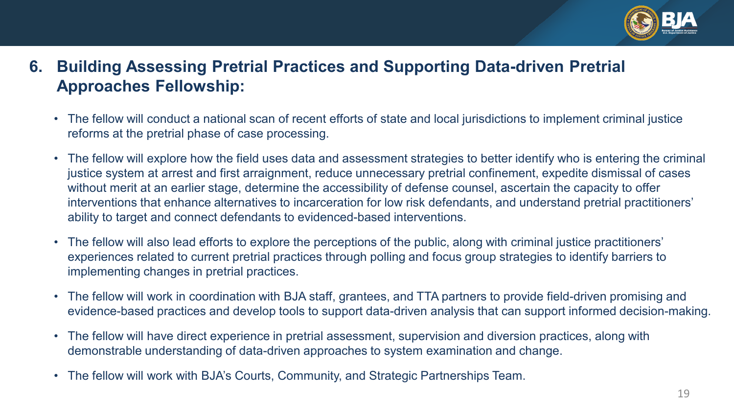## 6. Building Assessing Pretrial Practices and Supporting Data-driven Pretrial Approaches Fellowship:

- The fellow will conduct a national scan of recent efforts of state and local jurisdictions to implement criminal justice reforms at the pretrial phase of case processing.
- The fellow will explore how the field uses data and assessment strategies to better identify who is entering the criminal justice system at arrest and first arraignment, reduce unnecessary pretrial confinement, expedite dismissal of cases without merit at an earlier stage, determine the accessibility of defense counsel, ascertain the capacity to offer interventions that enhance alternatives to incarceration for low risk defendants, and understand pretrial practitioners' ability to target and connect defendants to evidenced-based interventions.
- The fellow will also lead efforts to explore the perceptions of the public, along with criminal justice practitioners' experiences related to current pretrial practices through polling and focus group strategies to identify barriers to implementing changes in pretrial practices.
- The fellow will work in coordination with BJA staff, grantees, and TTA partners to provide field-driven promising and evidence-based practices and develop tools to support data-driven analysis that can support informed decision-making.
- The fellow will have direct experience in pretrial assessment, supervision and diversion practices, along with demonstrable understanding of data-driven approaches to system examination and change.
- The fellow will work with BJA's Courts, Community, and Strategic Partnerships Team.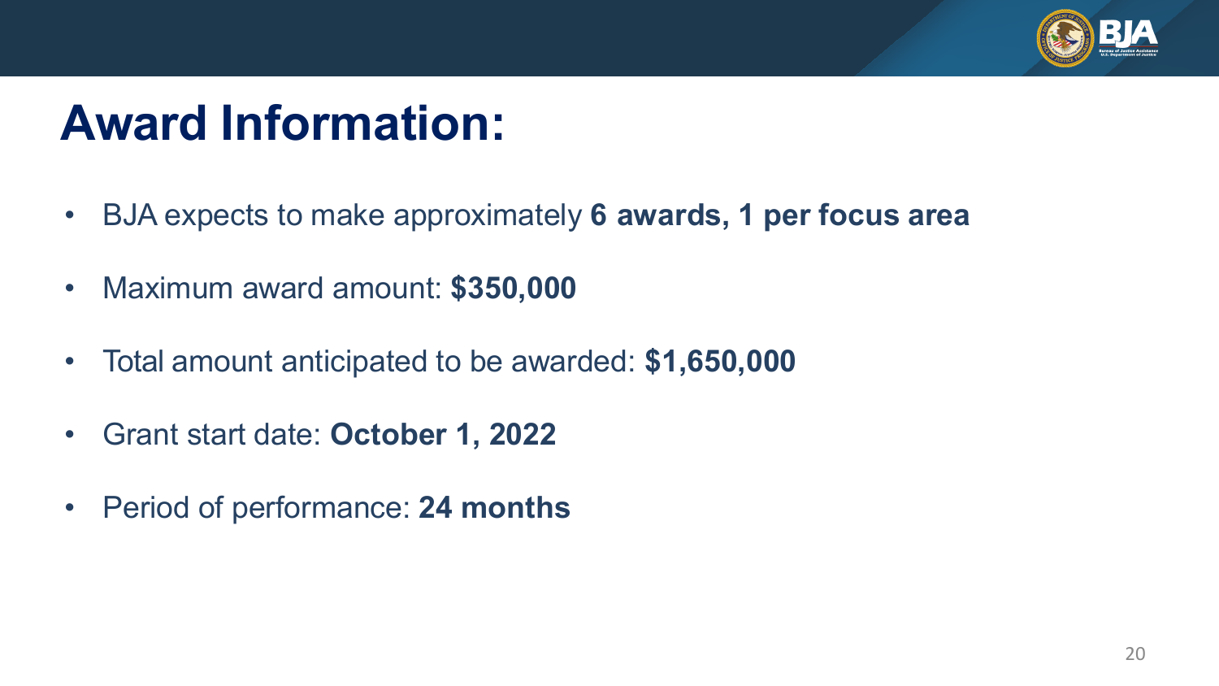# Award Information:

- BJA expects to make approximately **6 awards, 1 per focus area**
- Maximum award amount: **$350,000**
- Total amount anticipated to be awarded: **$1,650,000**
- Grant start date: **October 1, 2022**
- Period of performance: **24 months**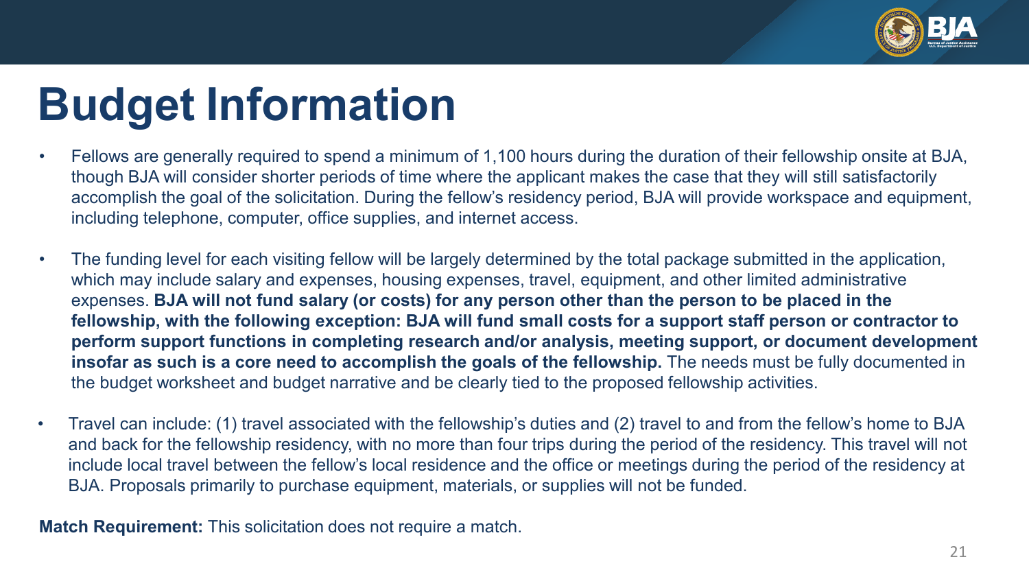# Budget Information

- Fellows are generally required to spend a minimum of 1,100 hours during the duration of their fellowship onsite at BJA, though BJA will consider shorter periods of time where the applicant makes the case that they will still satisfactorily accomplish the goal of the solicitation. During the fellow's residency period, BJA will provide workspace and equipment, including telephone, computer, office supplies, and internet access.
- The funding level for each visiting fellow will be largely determined by the total package submitted in the application, which may include salary and expenses, housing expenses, travel, equipment, and other limited administrative expenses. **BJA will not fund salary (or costs) for any person other than the person to be placed in the fellowship, with the following exception: BJA will fund small costs for a support staff person or contractor to perform support functions in completing research and/or analysis, meeting support, or document development insofar as such is a core need to accomplish the goals of the fellowship.** The needs must be fully documented in the budget worksheet and budget narrative and be clearly tied to the proposed fellowship activities.
- Travel can include: (1) travel associated with the fellowship's duties and (2) travel to and from the fellow's home to BJA and back for the fellowship residency, with no more than four trips during the period of the residency. This travel will not include local travel between the fellow's local residence and the office or meetings during the period of the residency at BJA. Proposals primarily to purchase equipment, materials, or supplies will not be funded.

**Match Requirement:** This solicitation does not require a match.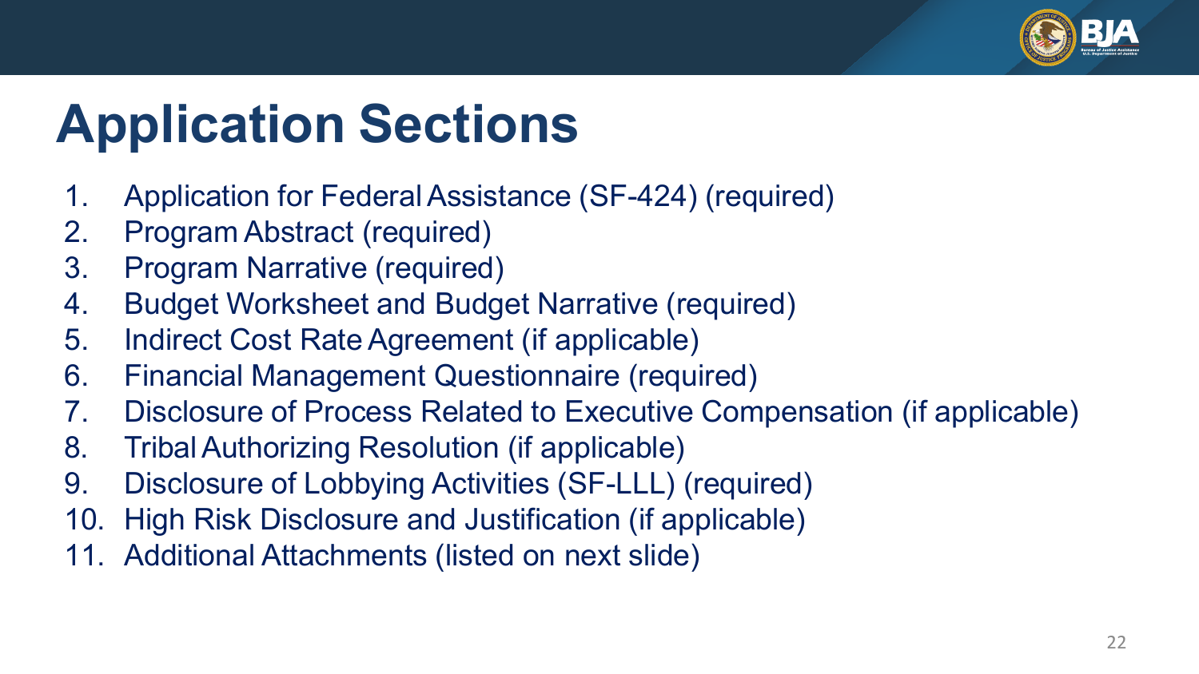# Application Sections

1. Application for Federal Assistance (SF-424) (required)
2. Program Abstract (required)
3. Program Narrative (required)
4. Budget Worksheet and Budget Narrative (required)
5. Indirect Cost Rate Agreement (if applicable)
6. Financial Management Questionnaire (required)
7. Disclosure of Process Related to Executive Compensation (if applicable)
8. Tribal Authorizing Resolution (if applicable)
9. Disclosure of Lobbying Activities (SF-LLL) (required)
10. High Risk Disclosure and Justification (if applicable)
11. Additional Attachments (listed on next slide)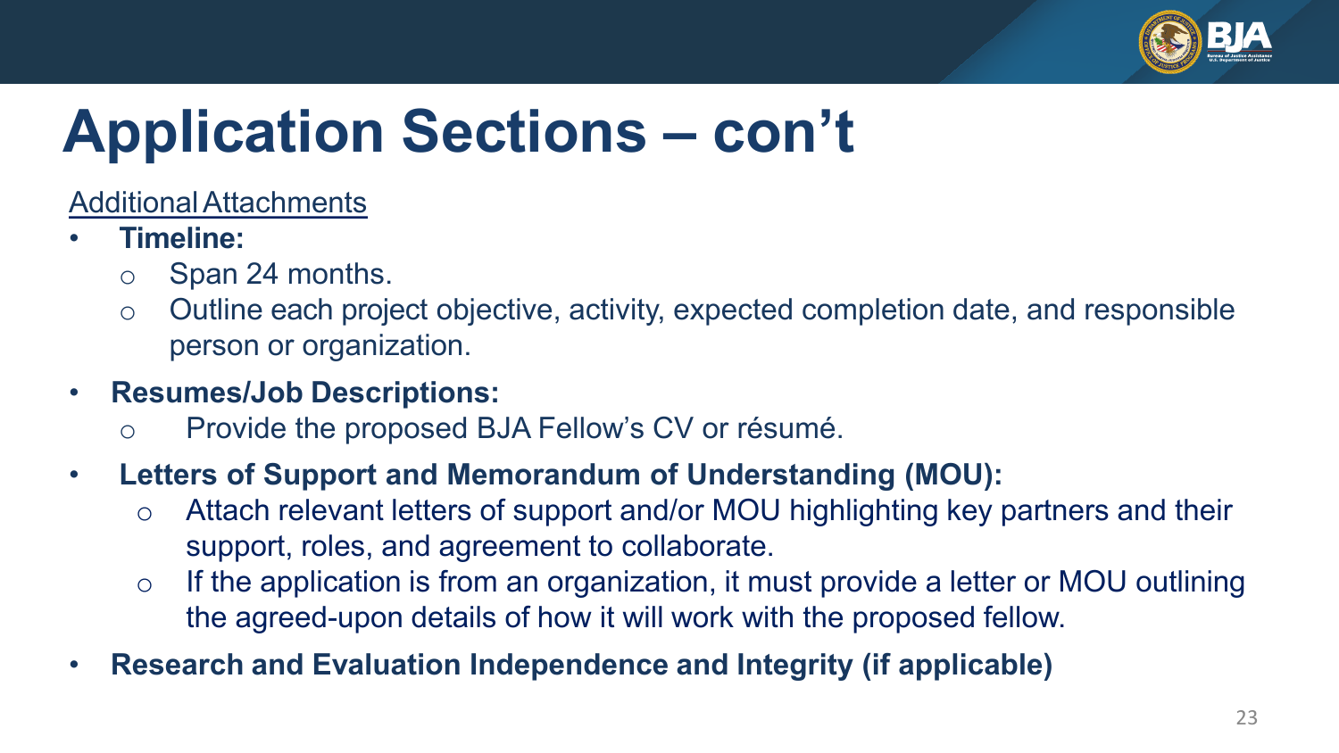# Application Sections – con't

<u>Additional Attachments</u>

- **Timeline:**
  - Span 24 months.
  - Outline each project objective, activity, expected completion date, and responsible person or organization.
- **Resumes/Job Descriptions:**
  - Provide the proposed BJA Fellow's CV or résumé.
- **Letters of Support and Memorandum of Understanding (MOU):**
  - Attach relevant letters of support and/or MOU highlighting key partners and their support, roles, and agreement to collaborate.
  - If the application is from an organization, it must provide a letter or MOU outlining the agreed-upon details of how it will work with the proposed fellow.
- **Research and Evaluation Independence and Integrity (if applicable)**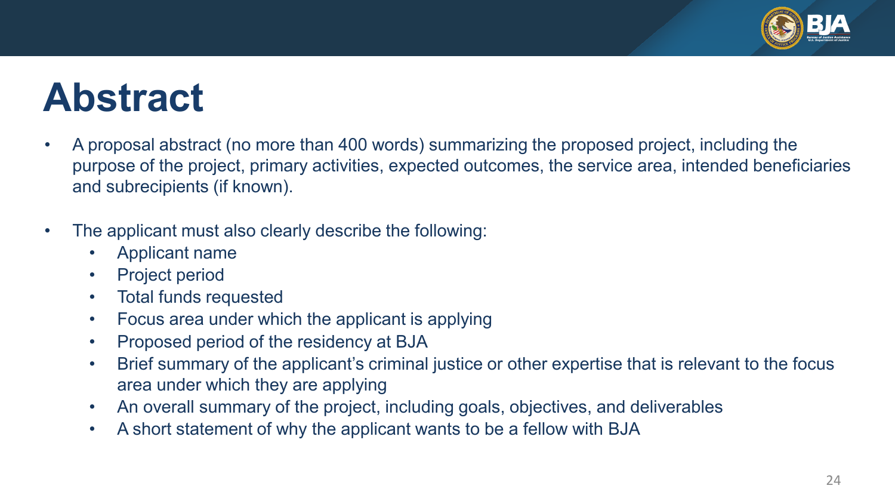# Abstract

- A proposal abstract (no more than 400 words) summarizing the proposed project, including the purpose of the project, primary activities, expected outcomes, the service area, intended beneficiaries and subrecipients (if known).

- The applicant must also clearly describe the following:
  - Applicant name
  - Project period
  - Total funds requested
  - Focus area under which the applicant is applying
  - Proposed period of the residency at BJA
  - Brief summary of the applicant's criminal justice or other expertise that is relevant to the focus area under which they are applying
  - An overall summary of the project, including goals, objectives, and deliverables
  - A short statement of why the applicant wants to be a fellow with BJA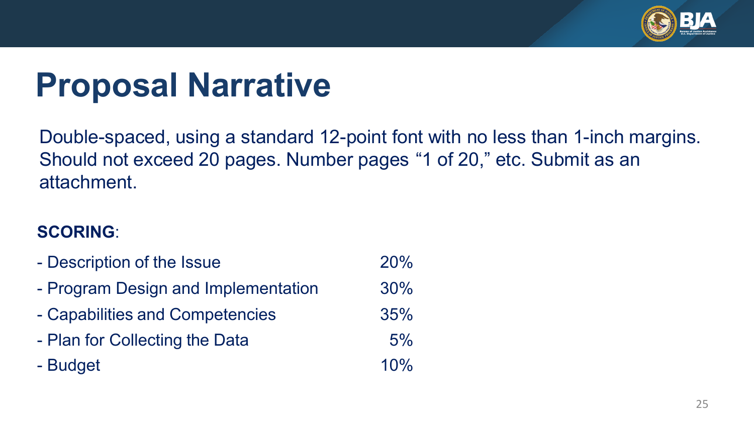# Proposal Narrative

Double-spaced, using a standard 12-point font with no less than 1-inch margins. Should not exceed 20 pages. Number pages “1 of 20,” etc. Submit as an attachment.

**SCORING**:

| | |
|---|---|
| - Description of the Issue | 20% |
| - Program Design and Implementation | 30% |
| - Capabilities and Competencies | 35% |
| - Plan for Collecting the Data | 5% |
| - Budget | 10% |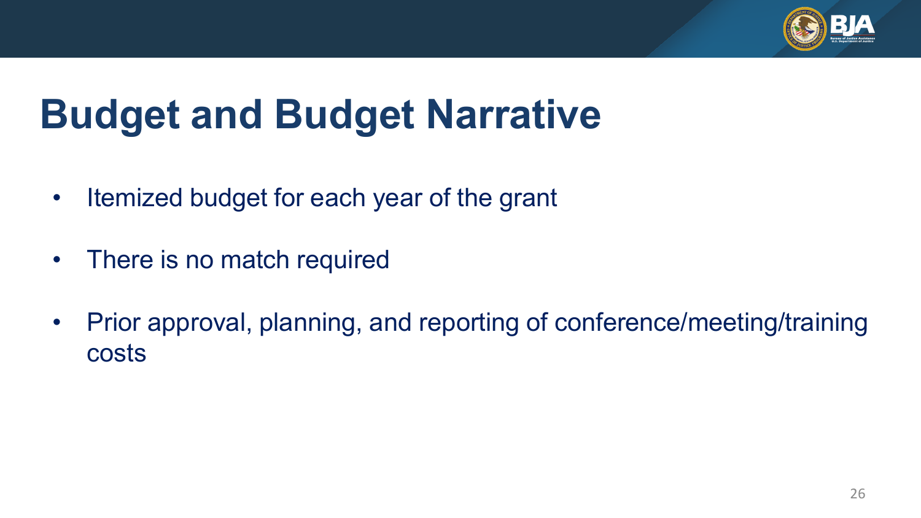# Budget and Budget Narrative

- Itemized budget for each year of the grant
- There is no match required
- Prior approval, planning, and reporting of conference/meeting/training costs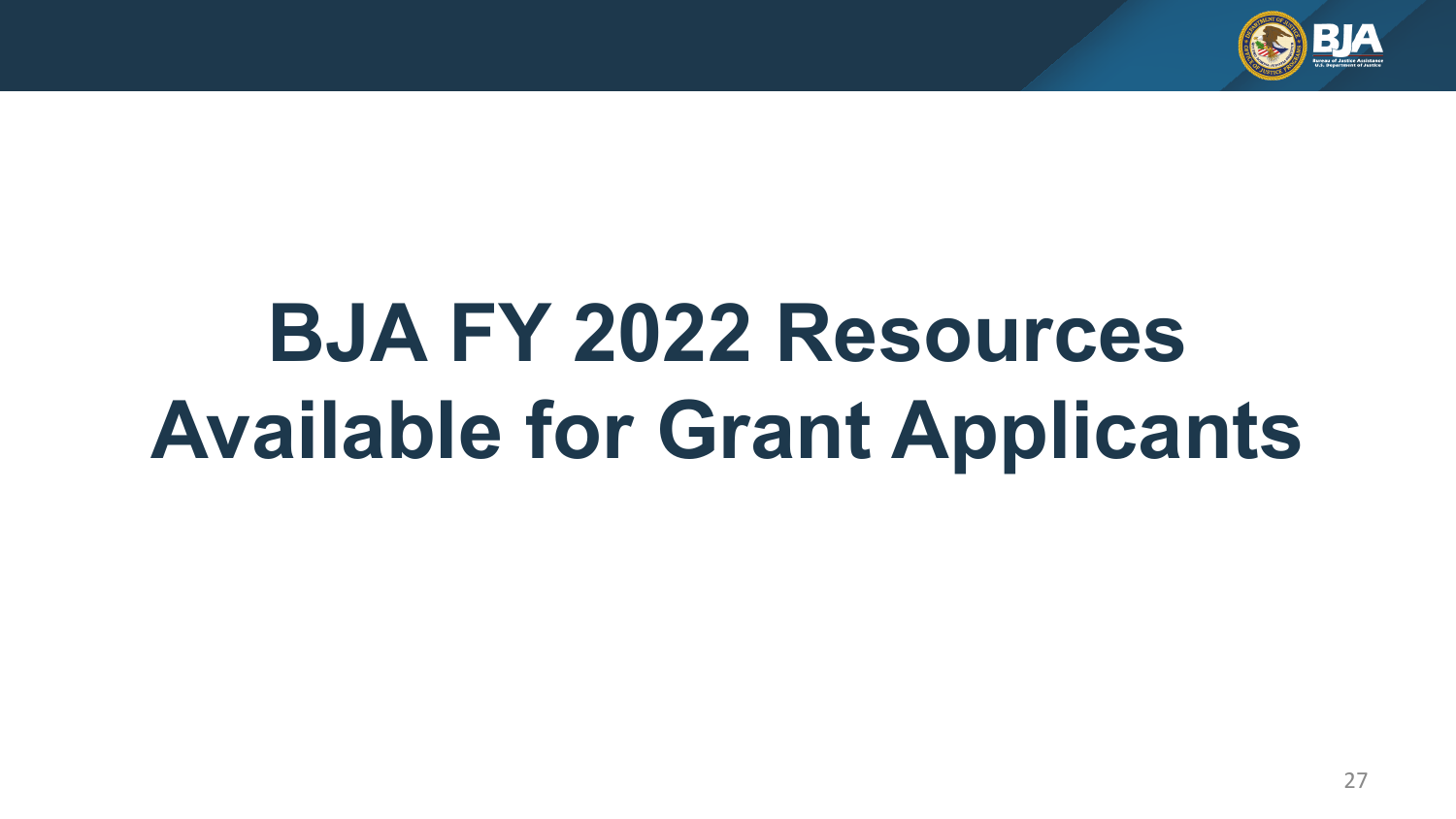# BJA FY 2022 Resources Available for Grant Applicants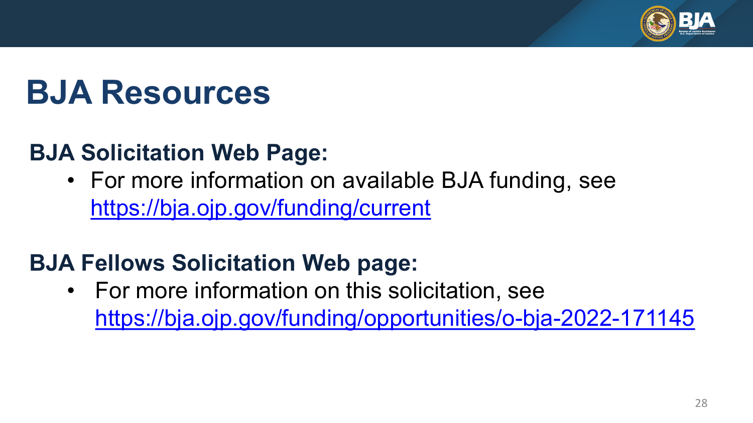# BJA Resources

**BJA Solicitation Web Page:**

- For more information on available BJA funding, see https://bja.ojp.gov/funding/current

**BJA Fellows Solicitation Web page:**

- For more information on this solicitation, see https://bja.ojp.gov/funding/opportunities/o-bja-2022-171145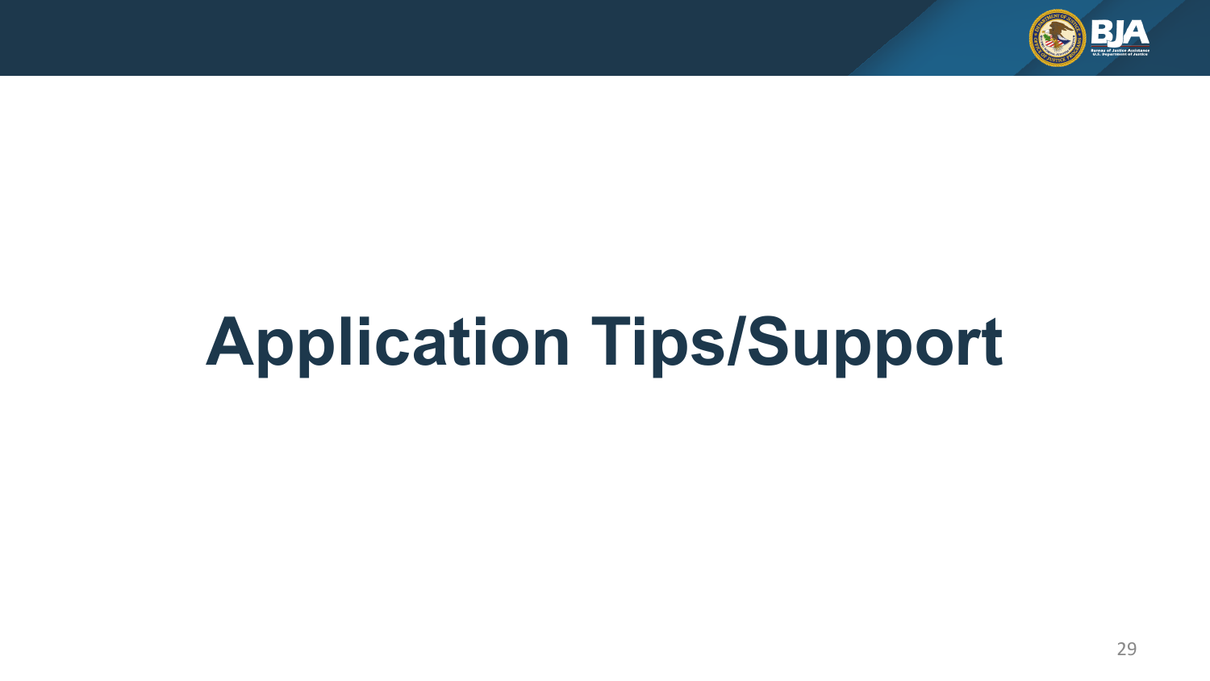# Application Tips/Support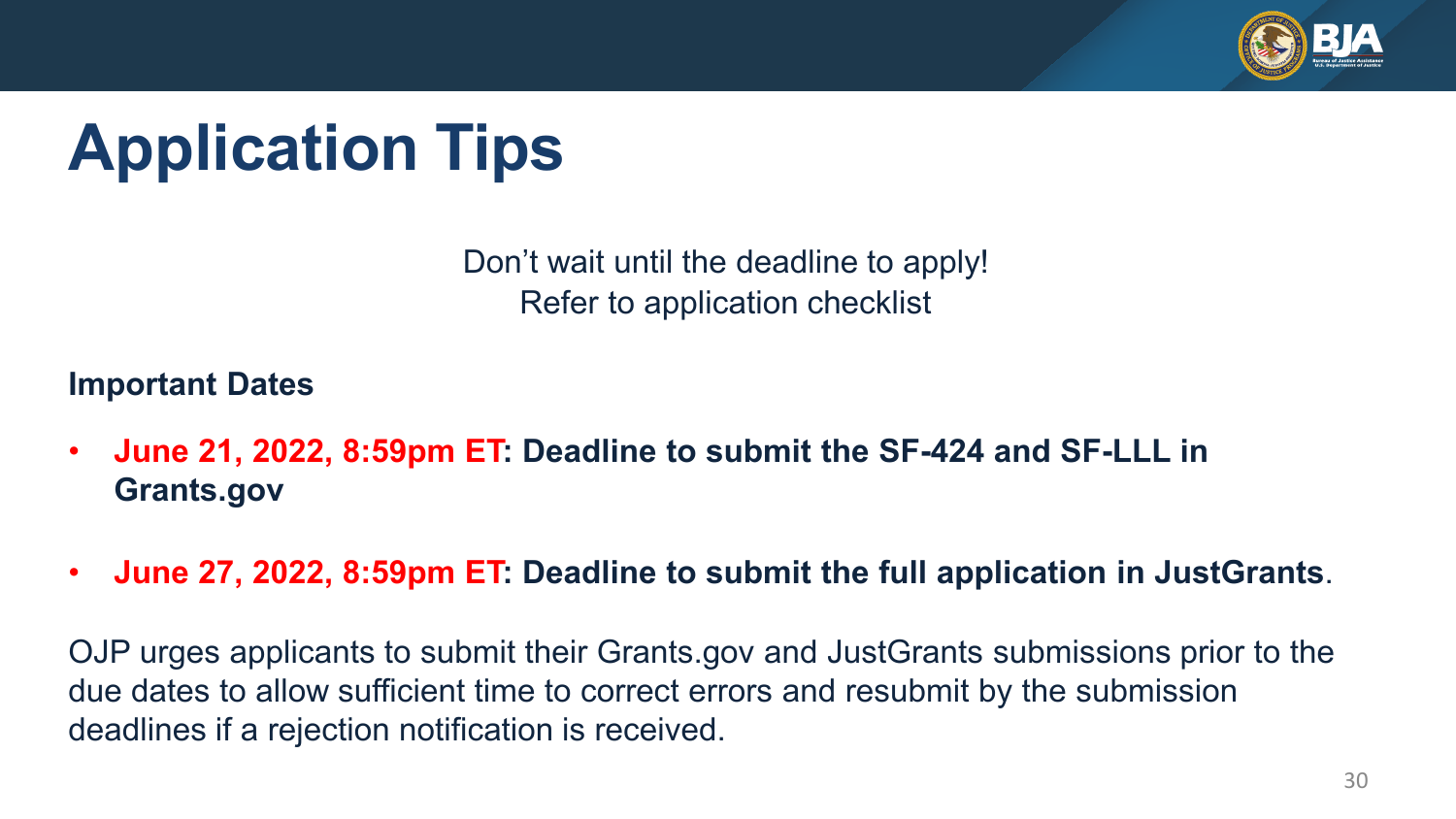# Application Tips

Don't wait until the deadline to apply!
Refer to application checklist

**Important Dates**

- **June 21, 2022, 8:59pm ET: Deadline to submit the SF-424 and SF-LLL in Grants.gov**
- **June 27, 2022, 8:59pm ET: Deadline to submit the full application in JustGrants**.

OJP urges applicants to submit their Grants.gov and JustGrants submissions prior to the due dates to allow sufficient time to correct errors and resubmit by the submission deadlines if a rejection notification is received.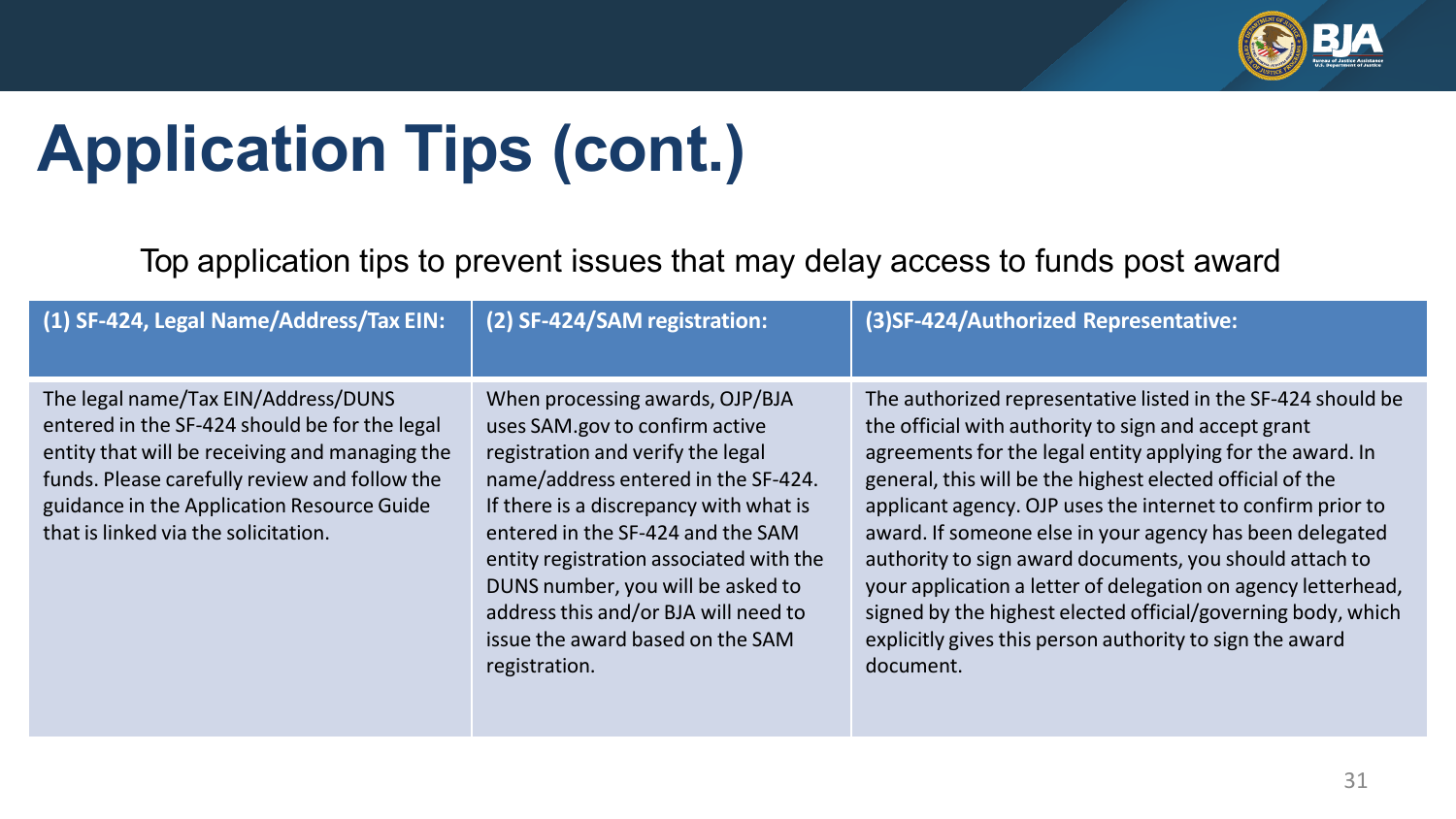# Application Tips (cont.)

Top application tips to prevent issues that may delay access to funds post award

| (1) SF-424, Legal Name/Address/Tax EIN: | (2) SF-424/SAM registration: | (3)SF-424/Authorized Representative: |
| --- | --- | --- |
| The legal name/Tax EIN/Address/DUNS entered in the SF-424 should be for the legal entity that will be receiving and managing the funds. Please carefully review and follow the guidance in the Application Resource Guide that is linked via the solicitation. | When processing awards, OJP/BJA uses SAM.gov to confirm active registration and verify the legal name/address entered in the SF-424. If there is a discrepancy with what is entered in the SF-424 and the SAM entity registration associated with the DUNS number, you will be asked to address this and/or BJA will need to issue the award based on the SAM registration. | The authorized representative listed in the SF-424 should be the official with authority to sign and accept grant agreements for the legal entity applying for the award. In general, this will be the highest elected official of the applicant agency. OJP uses the internet to confirm prior to award. If someone else in your agency has been delegated authority to sign award documents, you should attach to your application a letter of delegation on agency letterhead, signed by the highest elected official/governing body, which explicitly gives this person authority to sign the award document. |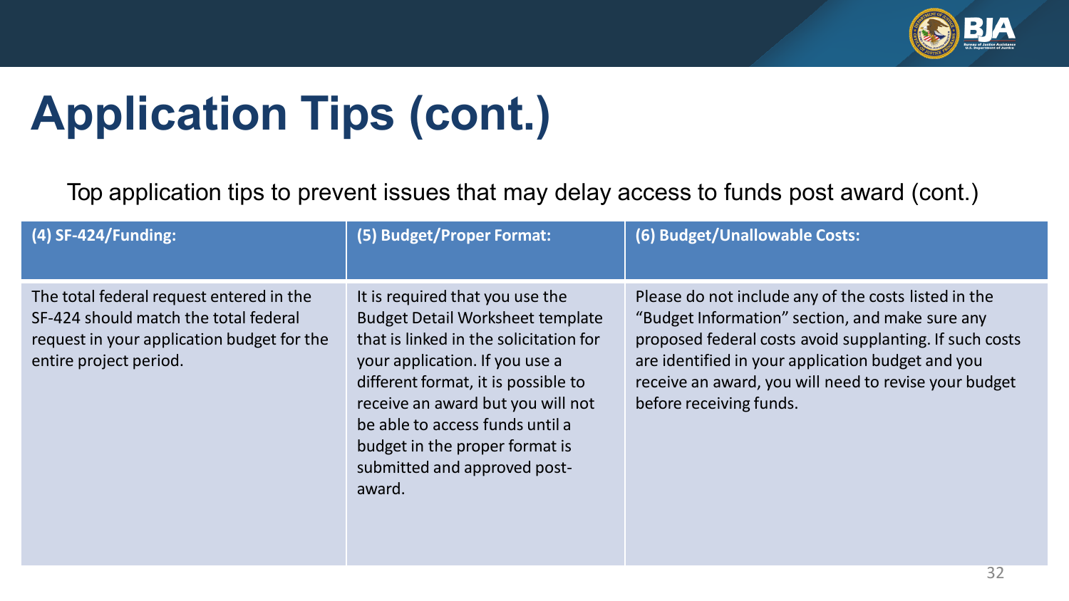# Application Tips (cont.)

Top application tips to prevent issues that may delay access to funds post award (cont.)

| (4) SF-424/Funding: | (5) Budget/Proper Format: | (6) Budget/Unallowable Costs: |
| --- | --- | --- |
| The total federal request entered in the SF-424 should match the total federal request in your application budget for the entire project period. | It is required that you use the Budget Detail Worksheet template that is linked in the solicitation for your application. If you use a different format, it is possible to receive an award but you will not be able to access funds until a budget in the proper format is submitted and approved post-award. | Please do not include any of the costs listed in the "Budget Information" section, and make sure any proposed federal costs avoid supplanting. If such costs are identified in your application budget and you receive an award, you will need to revise your budget before receiving funds. |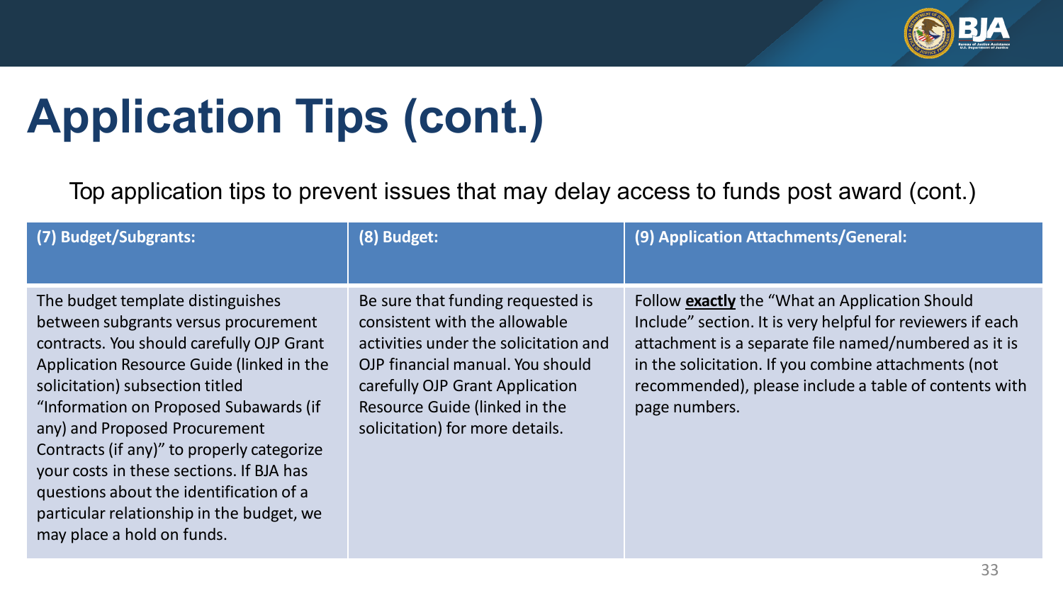# Application Tips (cont.)

Top application tips to prevent issues that may delay access to funds post award (cont.)

| (7) Budget/Subgrants: | (8) Budget: | (9) Application Attachments/General: |
|---|---|---|
| The budget template distinguishes between subgrants versus procurement contracts. You should carefully OJP Grant Application Resource Guide (linked in the solicitation) subsection titled "Information on Proposed Subawards (if any) and Proposed Procurement Contracts (if any)" to properly categorize your costs in these sections. If BJA has questions about the identification of a particular relationship in the budget, we may place a hold on funds. | Be sure that funding requested is consistent with the allowable activities under the solicitation and OJP financial manual. You should carefully OJP Grant Application Resource Guide (linked in the solicitation) for more details. | Follow **exactly** the "What an Application Should Include" section. It is very helpful for reviewers if each attachment is a separate file named/numbered as it is in the solicitation. If you combine attachments (not recommended), please include a table of contents with page numbers. |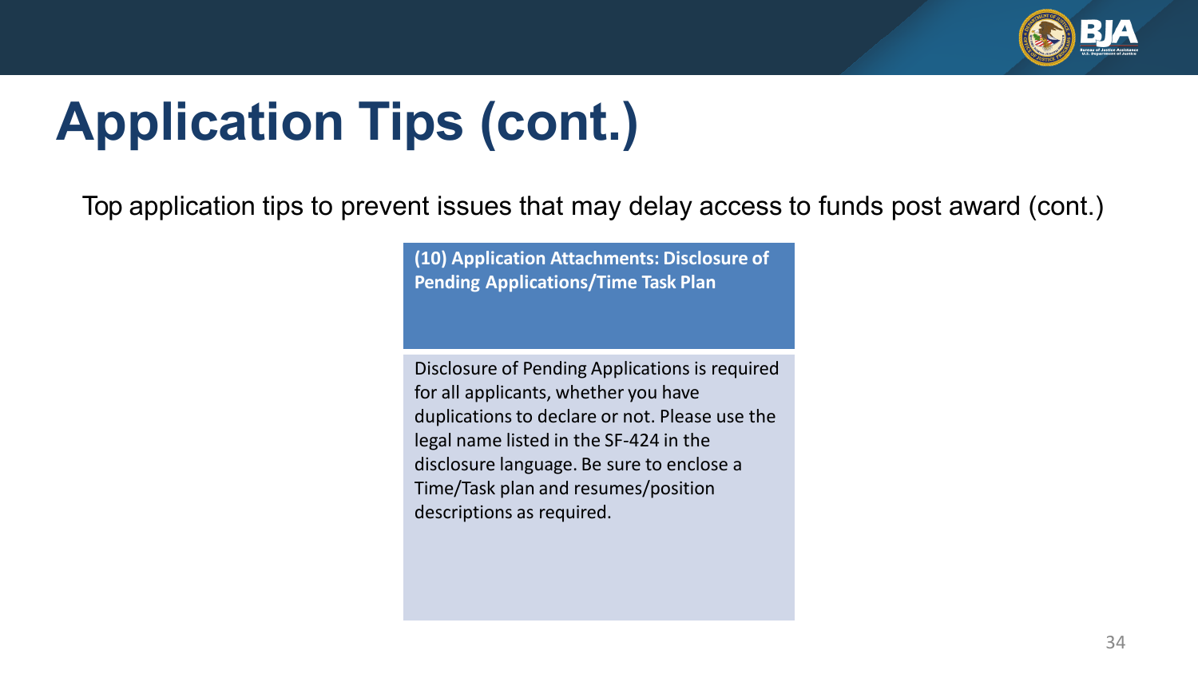# Application Tips (cont.)

Top application tips to prevent issues that may delay access to funds post award (cont.)

**(10) Application Attachments: Disclosure of Pending Applications/Time Task Plan**

Disclosure of Pending Applications is required for all applicants, whether you have duplications to declare or not. Please use the legal name listed in the SF-424 in the disclosure language. Be sure to enclose a Time/Task plan and resumes/position descriptions as required.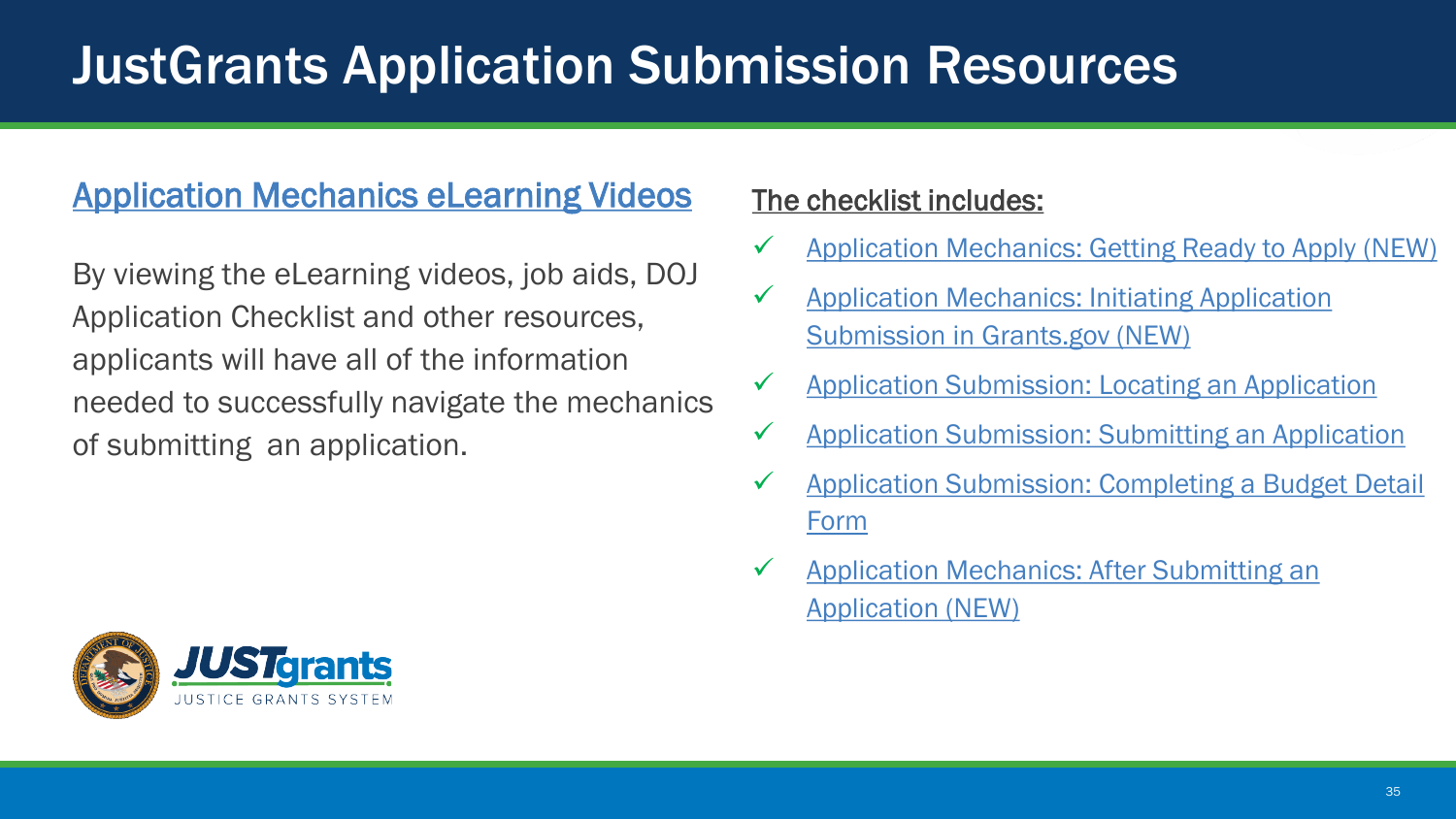# JustGrants Application Submission Resources

## Application Mechanics eLearning Videos

By viewing the eLearning videos, job aids, DOJ Application Checklist and other resources, applicants will have all of the information needed to successfully navigate the mechanics of submitting an application.

**The checklist includes:**

- ✓ Application Mechanics: Getting Ready to Apply (NEW)
- ✓ Application Mechanics: Initiating Application Submission in Grants.gov (NEW)
- ✓ Application Submission: Locating an Application
- ✓ Application Submission: Submitting an Application
- ✓ Application Submission: Completing a Budget Detail Form
- ✓ Application Mechanics: After Submitting an Application (NEW)

JUSTgrants
JUSTICE GRANTS SYSTEM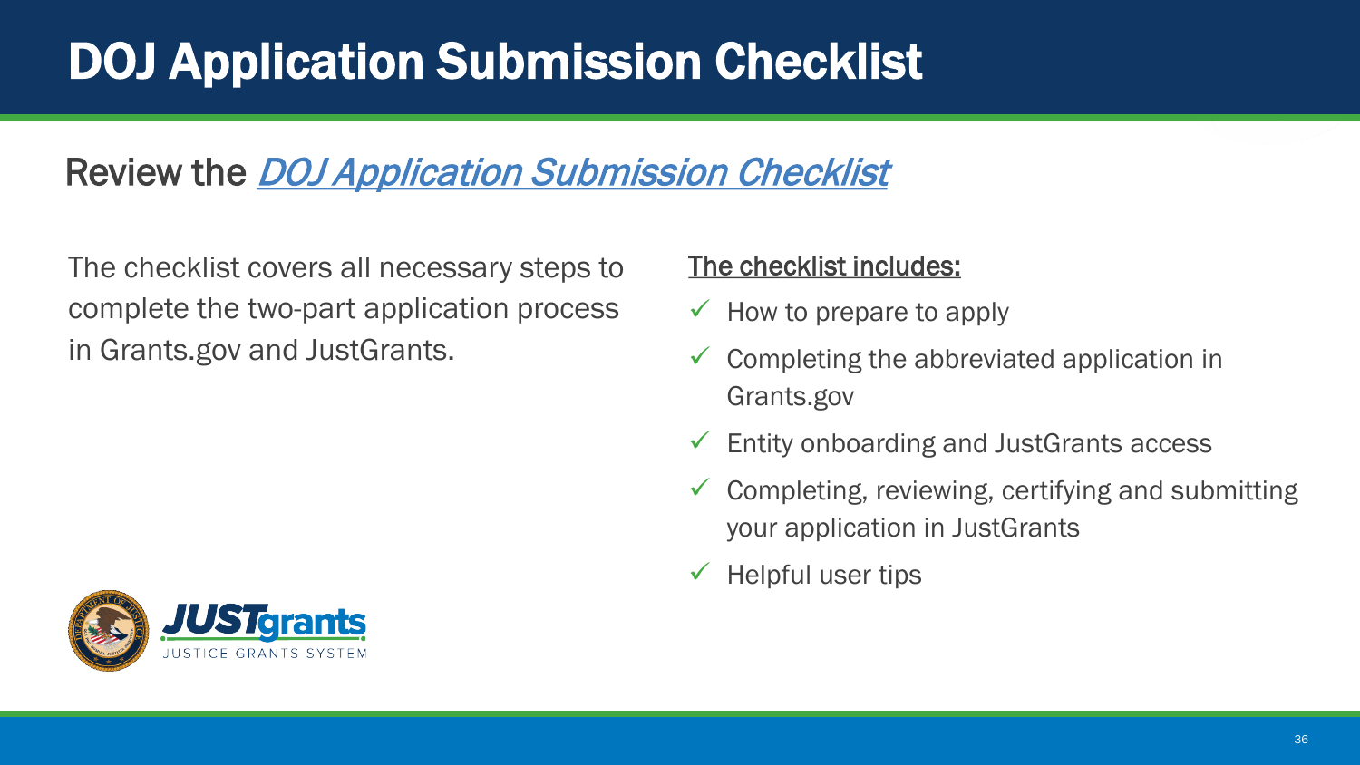# DOJ Application Submission Checklist

## Review the *DOJ Application Submission Checklist*

The checklist covers all necessary steps to complete the two-part application process in Grants.gov and JustGrants.

**The checklist includes:**

- ✓ How to prepare to apply
- ✓ Completing the abbreviated application in Grants.gov
- ✓ Entity onboarding and JustGrants access
- ✓ Completing, reviewing, certifying and submitting your application in JustGrants
- ✓ Helpful user tips

JUSTgrants
JUSTICE GRANTS SYSTEM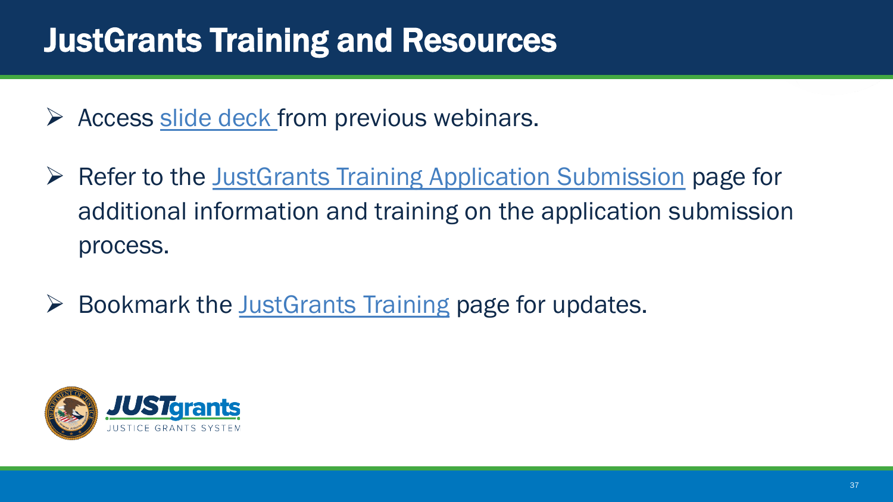# JustGrants Training and Resources

- Access slide deck from previous webinars.
- Refer to the JustGrants Training Application Submission page for additional information and training on the application submission process.
- Bookmark the JustGrants Training page for updates.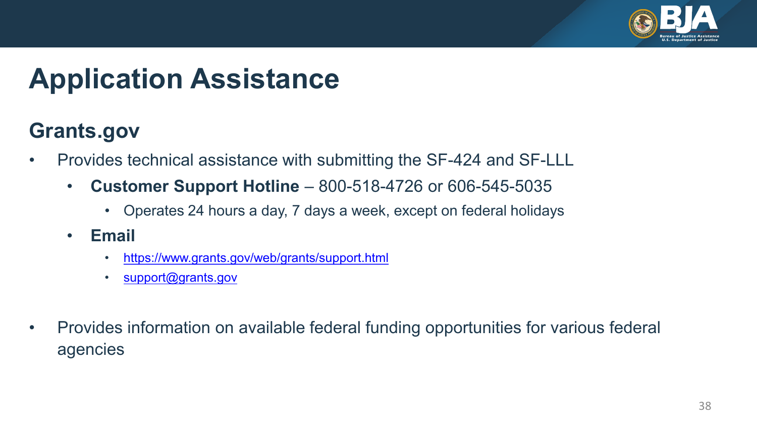# Application Assistance

## Grants.gov

- Provides technical assistance with submitting the SF-424 and SF-LLL
  - **Customer Support Hotline** – 800-518-4726 or 606-545-5035
    - Operates 24 hours a day, 7 days a week, except on federal holidays
  - **Email**
    - https://www.grants.gov/web/grants/support.html
    - support@grants.gov

- Provides information on available federal funding opportunities for various federal agencies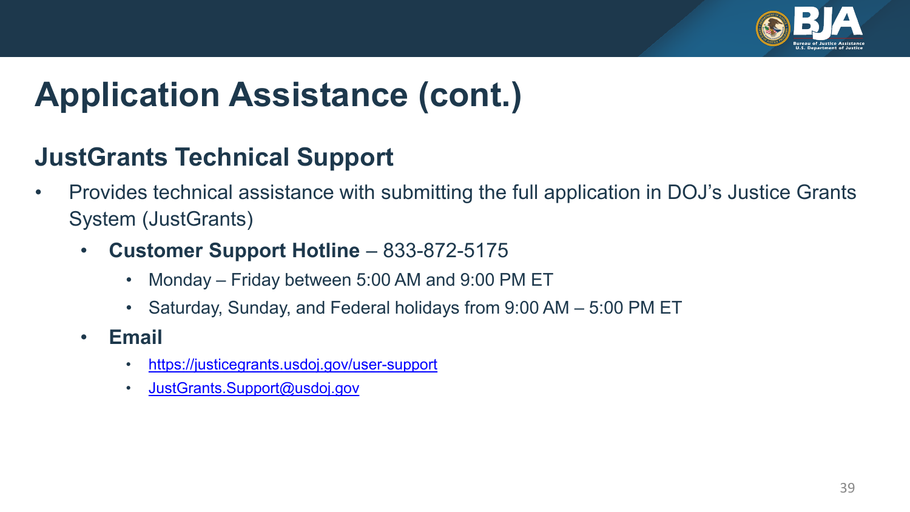# Application Assistance (cont.)

## JustGrants Technical Support

- Provides technical assistance with submitting the full application in DOJ’s Justice Grants System (JustGrants)
  - **Customer Support Hotline** – 833-872-5175
    - Monday – Friday between 5:00 AM and 9:00 PM ET
    - Saturday, Sunday, and Federal holidays from 9:00 AM – 5:00 PM ET
  - **Email**
    - https://justicegrants.usdoj.gov/user-support
    - JustGrants.Support@usdoj.gov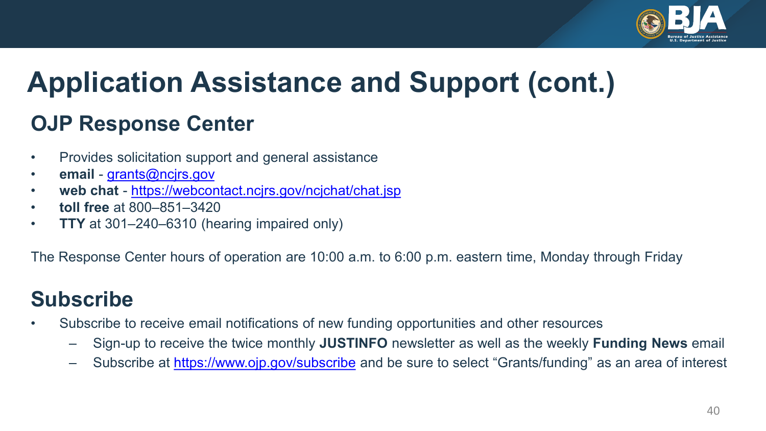# Application Assistance and Support (cont.)

## OJP Response Center

- Provides solicitation support and general assistance
- **email** - grants@ncjrs.gov
- **web chat** - https://webcontact.ncjrs.gov/ncjchat/chat.jsp
- **toll free** at 800–851–3420
- **TTY** at 301–240–6310 (hearing impaired only)

The Response Center hours of operation are 10:00 a.m. to 6:00 p.m. eastern time, Monday through Friday

## Subscribe

- Subscribe to receive email notifications of new funding opportunities and other resources
  - Sign-up to receive the twice monthly **JUSTINFO** newsletter as well as the weekly **Funding News** email
  - Subscribe at https://www.ojp.gov/subscribe and be sure to select “Grants/funding” as an area of interest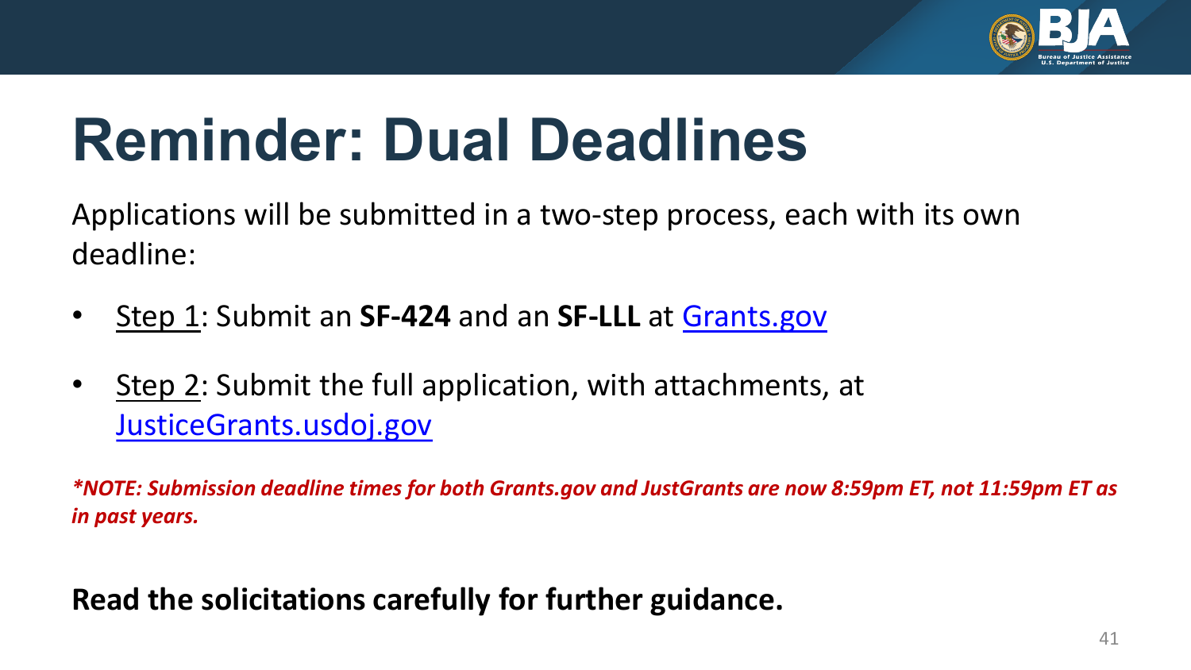# Reminder: Dual Deadlines

Applications will be submitted in a two-step process, each with its own deadline:

- Step 1: Submit an **SF-424** and an **SF-LLL** at [Grants.gov](Grants.gov)
- Step 2: Submit the full application, with attachments, at [JusticeGrants.usdoj.gov](JusticeGrants.usdoj.gov)

***NOTE: Submission deadline times for both Grants.gov and JustGrants are now 8:59pm ET, not 11:59pm ET as in past years.***

**Read the solicitations carefully for further guidance.**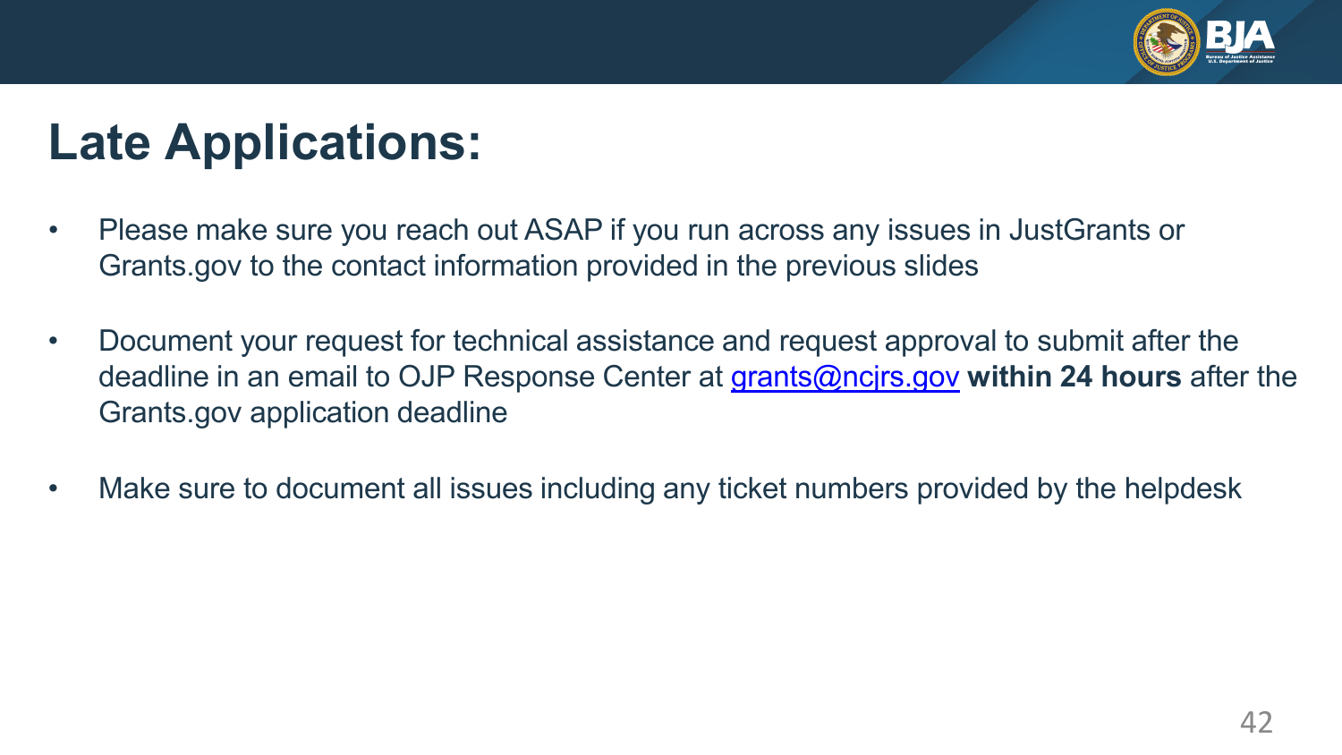# Late Applications:

- Please make sure you reach out ASAP if you run across any issues in JustGrants or Grants.gov to the contact information provided in the previous slides
- Document your request for technical assistance and request approval to submit after the deadline in an email to OJP Response Center at grants@ncjrs.gov **within 24 hours** after the Grants.gov application deadline
- Make sure to document all issues including any ticket numbers provided by the helpdesk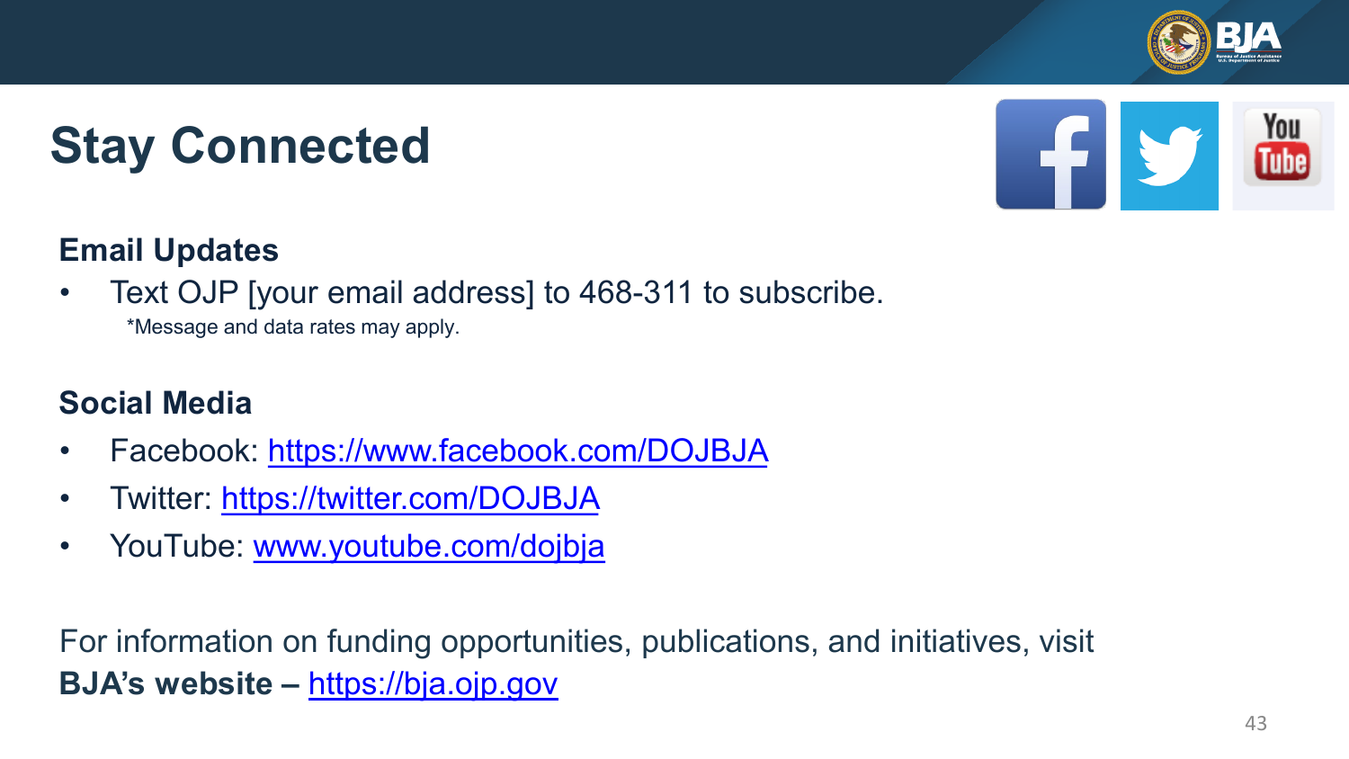# Stay Connected

### Email Updates

- Text OJP [your email address] to 468-311 to subscribe.
  *Message and data rates may apply.

### Social Media

- Facebook: https://www.facebook.com/DOJBJA
- Twitter: https://twitter.com/DOJBJA
- YouTube: www.youtube.com/dojbja

For information on funding opportunities, publications, and initiatives, visit **BJA's website –** https://bja.ojp.gov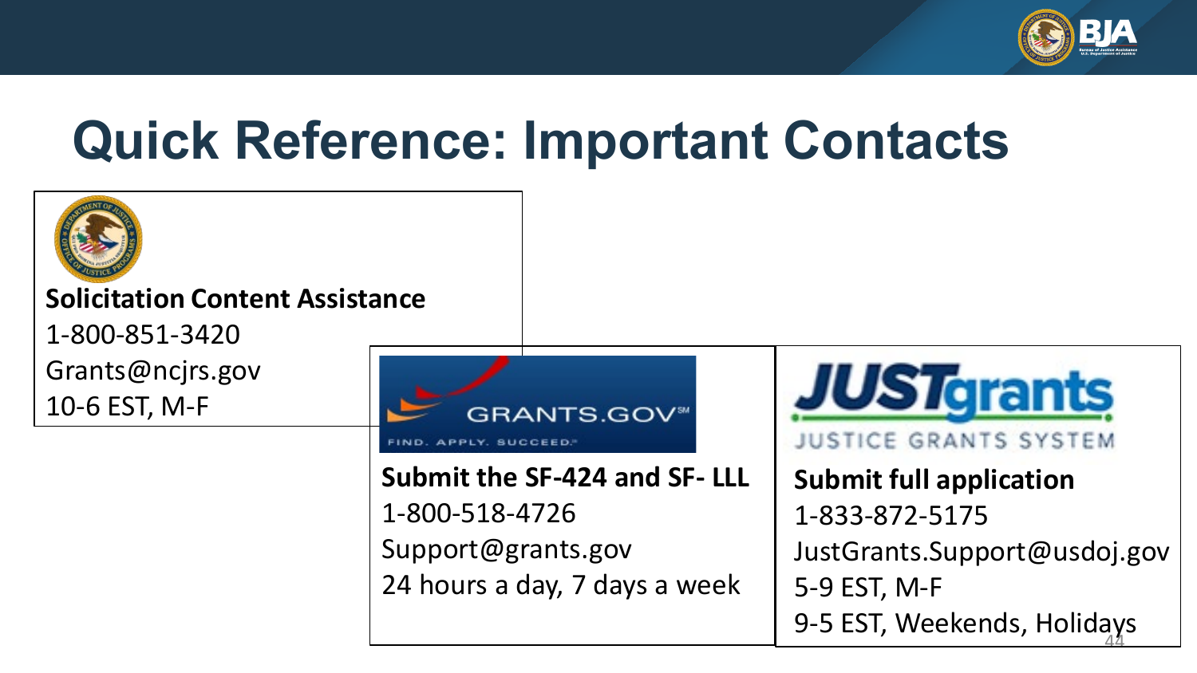# Quick Reference: Important Contacts

**Solicitation Content Assistance**

1-800-851-3420

Grants@ncjrs.gov

10-6 EST, M-F

GRANTS.GOV — FIND. APPLY. SUCCEED.

**Submit the SF-424 and SF- LLL**

1-800-518-4726

Support@grants.gov

24 hours a day, 7 days a week

JUSTgrants — JUSTICE GRANTS SYSTEM

**Submit full application**

1-833-872-5175

JustGrants.Support@usdoj.gov

5-9 EST, M-F

9-5 EST, Weekends, Holidays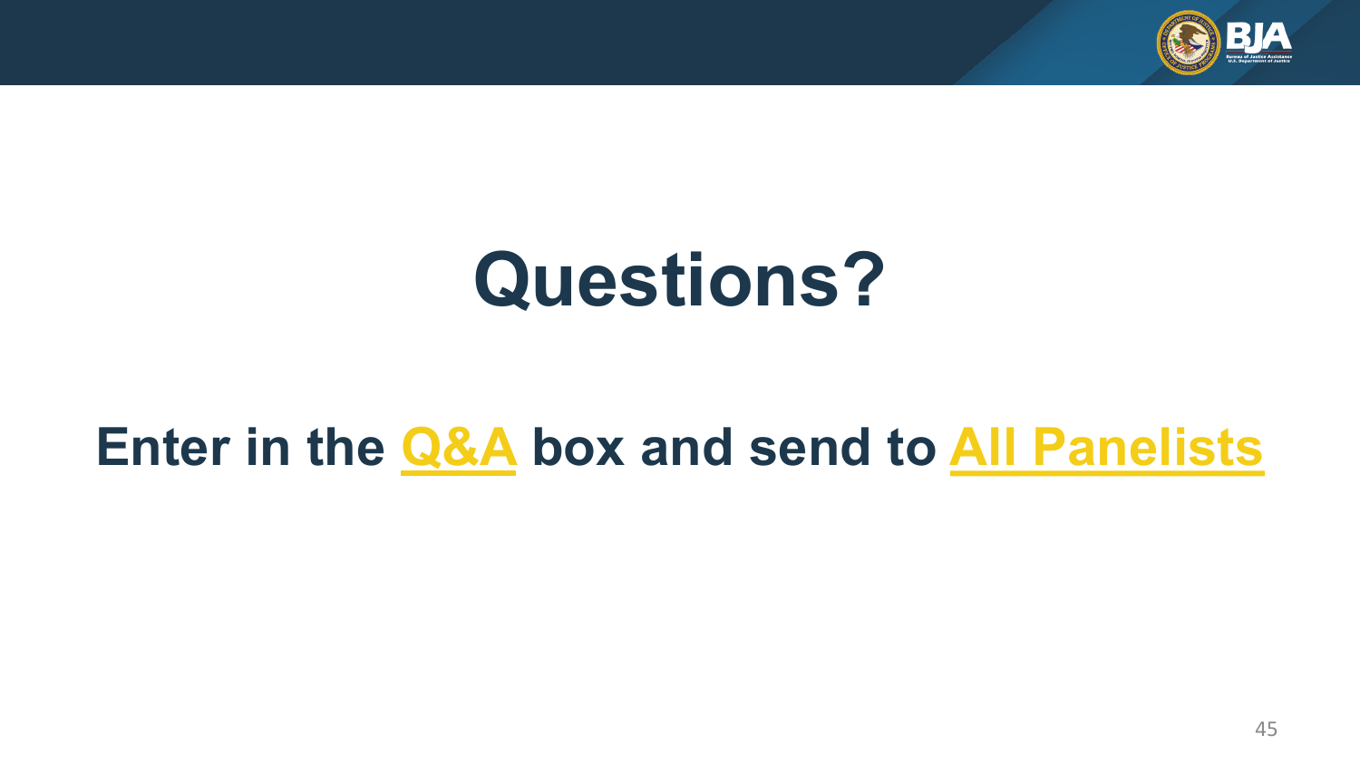# Questions?

**Enter in the Q&A box and send to All Panelists**